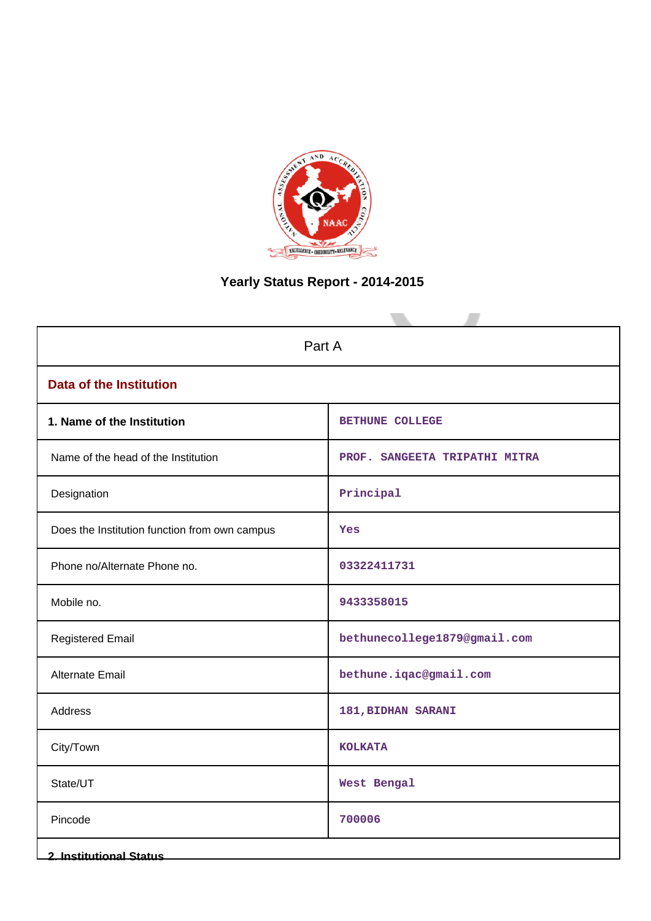# Yearly Status Report - 2014-2015

| Part A | |
|---|---|
| **Data of the Institution** | |
| **1. Name of the Institution** | BETHUNE COLLEGE |
| Name of the head of the Institution | PROF. SANGEETA TRIPATHI MITRA |
| Designation | Principal |
| Does the Institution function from own campus | Yes |
| Phone no/Alternate Phone no. | 03322411731 |
| Mobile no. | 9433358015 |
| Registered Email | bethunecollege1879@gmail.com |
| Alternate Email | bethune.iqac@gmail.com |
| Address | 181,BIDHAN SARANI |
| City/Town | KOLKATA |
| State/UT | West Bengal |
| Pincode | 700006 |

**2. Institutional Status**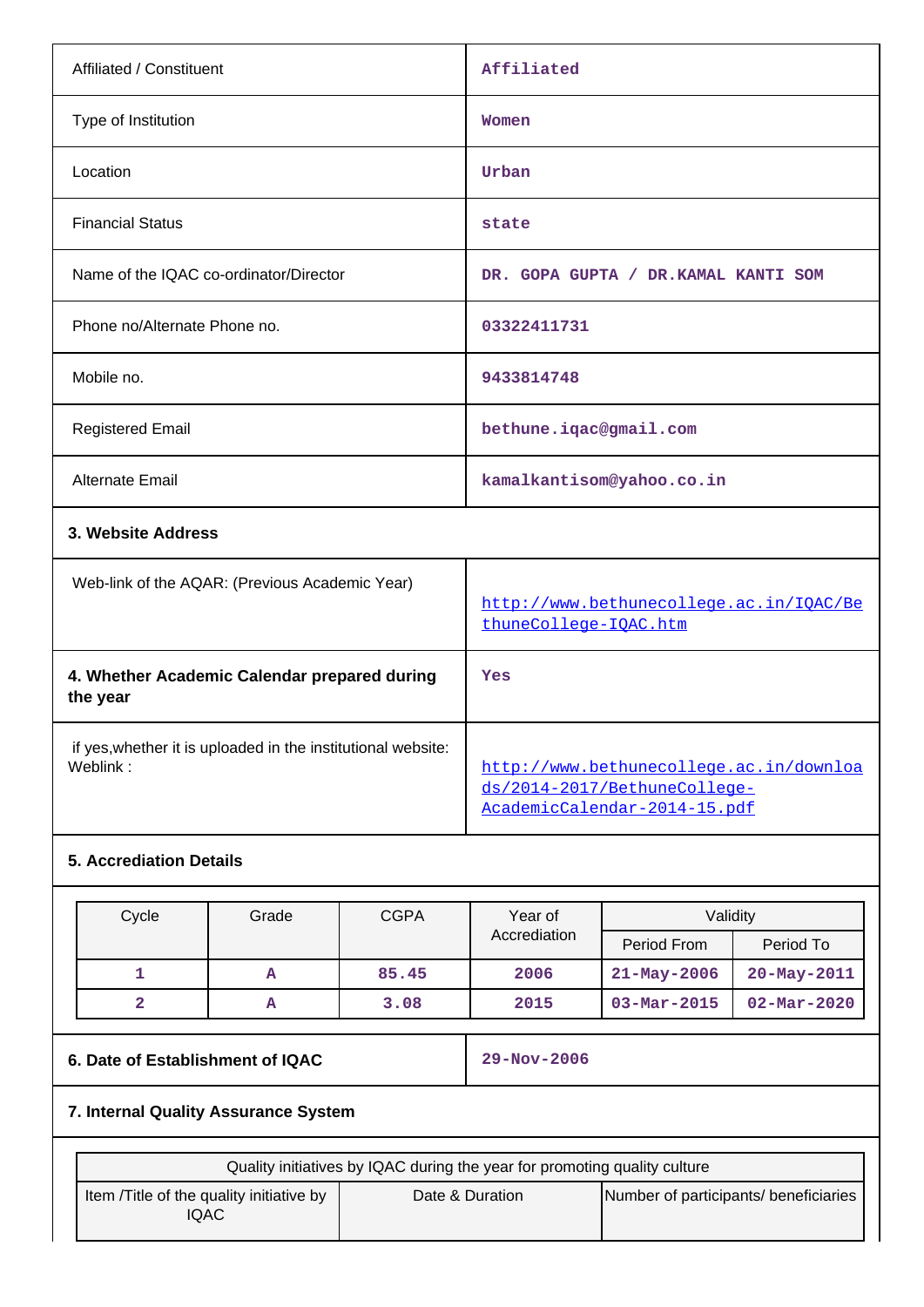| | |
|---|---|
| Affiliated / Constituent | Affiliated |
| Type of Institution | Women |
| Location | Urban |
| Financial Status | state |
| Name of the IQAC co-ordinator/Director | DR. GOPA GUPTA / DR.KAMAL KANTI SOM |
| Phone no/Alternate Phone no. | 03322411731 |
| Mobile no. | 9433814748 |
| Registered Email | bethune.iqac@gmail.com |
| Alternate Email | kamalkantisom@yahoo.co.in |

**3. Website Address**

| | |
|---|---|
| Web-link of the AQAR: (Previous Academic Year) | http://www.bethunecollege.ac.in/IQAC/BethuneCollege-IQAC.htm |
| **4. Whether Academic Calendar prepared during the year** | Yes |
| if yes,whether it is uploaded in the institutional website: Weblink : | http://www.bethunecollege.ac.in/downloads/2014-2017/BethuneCollege-AcademicCalendar-2014-15.pdf |

**5. Accreditation Details**

| Cycle | Grade | CGPA | Year of Accrediation | Validity | |
|---|---|---|---|---|---|
| | | | | Period From | Period To |
| 1 | A | 85.45 | 2006 | 21-May-2006 | 20-May-2011 |
| 2 | A | 3.08 | 2015 | 03-Mar-2015 | 02-Mar-2020 |

| | |
|---|---|
| **6. Date of Establishment of IQAC** | 29-Nov-2006 |

**7. Internal Quality Assurance System**

| Quality initiatives by IQAC during the year for promoting quality culture | | |
|---|---|---|
| Item /Title of the quality initiative by IQAC | Date & Duration | Number of participants/ beneficiaries |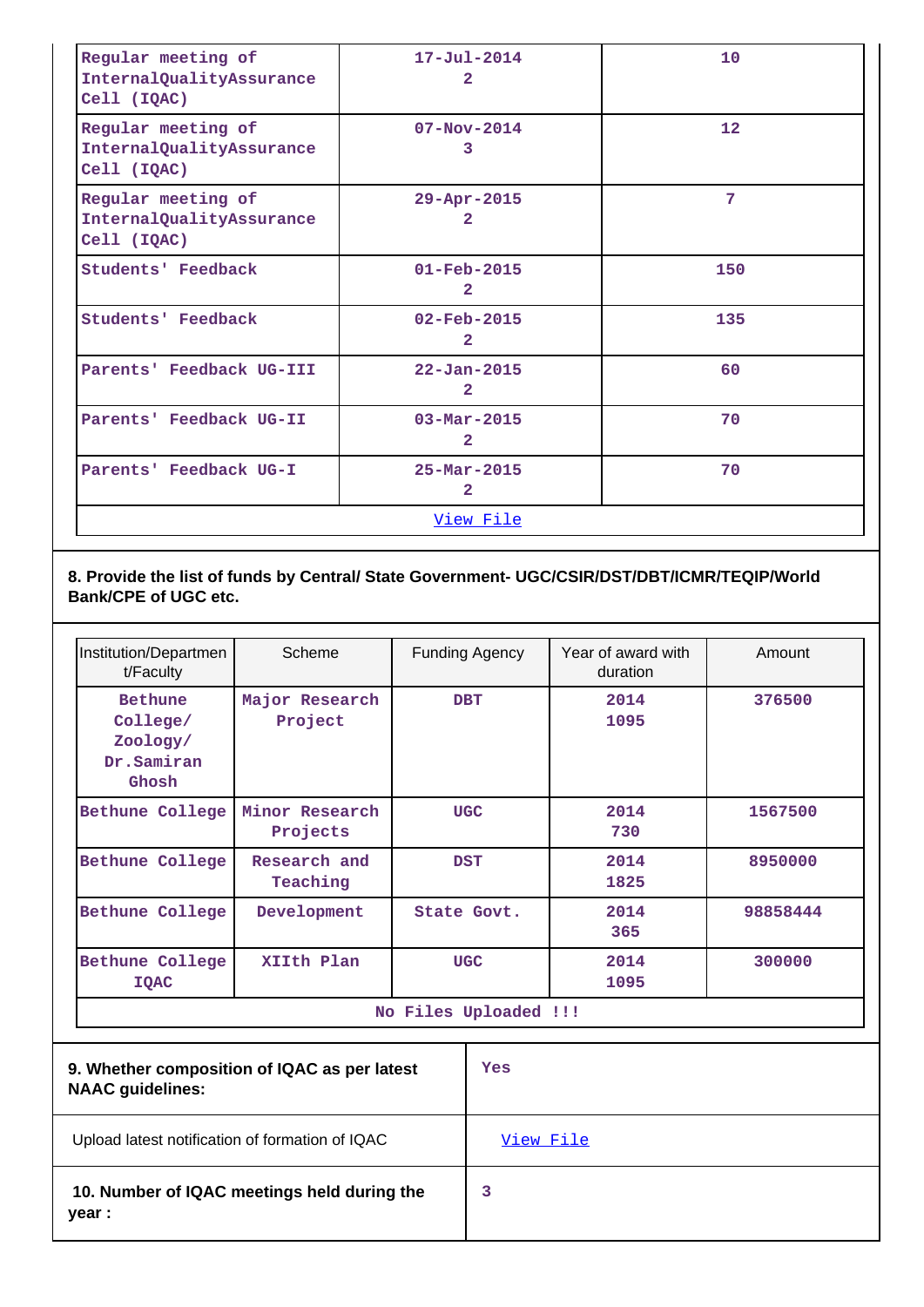| | | |
|---|---|---|
| Regular meeting of InternalQualityAssurance Cell (IQAC) | 17-Jul-2014<br>2 | 10 |
| Regular meeting of InternalQualityAssurance Cell (IQAC) | 07-Nov-2014<br>3 | 12 |
| Regular meeting of InternalQualityAssurance Cell (IQAC) | 29-Apr-2015<br>2 | 7 |
| Students' Feedback | 01-Feb-2015<br>2 | 150 |
| Students' Feedback | 02-Feb-2015<br>2 | 135 |
| Parents' Feedback UG-III | 22-Jan-2015<br>2 | 60 |
| Parents' Feedback UG-II | 03-Mar-2015<br>2 | 70 |
| Parents' Feedback UG-I | 25-Mar-2015<br>2 | 70 |
| View File | | |

**8. Provide the list of funds by Central/ State Government- UGC/CSIR/DST/DBT/ICMR/TEQIP/World Bank/CPE of UGC etc.**

| Institution/Department/Faculty | Scheme | Funding Agency | Year of award with duration | Amount |
|---|---|---|---|---|
| Bethune College/ Zoology/ Dr.Samiran Ghosh | Major Research Project | DBT | 2014<br>1095 | 376500 |
| Bethune College | Minor Research Projects | UGC | 2014<br>730 | 1567500 |
| Bethune College | Research and Teaching | DST | 2014<br>1825 | 8950000 |
| Bethune College | Development | State Govt. | 2014<br>365 | 98858444 |
| Bethune College IQAC | XIIth Plan | UGC | 2014<br>1095 | 300000 |
| No Files Uploaded !!! | | | | |

| | |
|---|---|
| **9. Whether composition of IQAC as per latest NAAC guidelines:** | Yes |
| Upload latest notification of formation of IQAC | View File |
| **10. Number of IQAC meetings held during the year :** | 3 |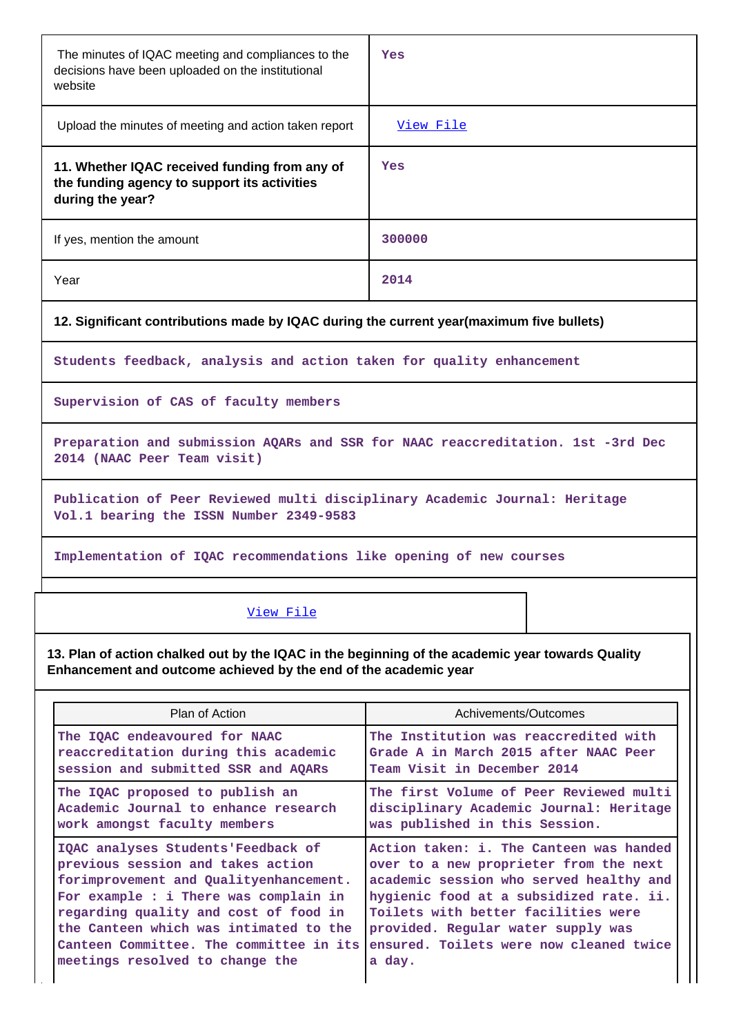| | |
|---|---|
| The minutes of IQAC meeting and compliances to the decisions have been uploaded on the institutional website | Yes |
| Upload the minutes of meeting and action taken report | View File |
| **11. Whether IQAC received funding from any of the funding agency to support its activities during the year?** | Yes |
| If yes, mention the amount | 300000 |
| Year | 2014 |

**12. Significant contributions made by IQAC during the current year(maximum five bullets)**

- Students feedback, analysis and action taken for quality enhancement
- Supervision of CAS of faculty members
- Preparation and submission AQARs and SSR for NAAC reaccreditation. 1st -3rd Dec 2014 (NAAC Peer Team visit)
- Publication of Peer Reviewed multi disciplinary Academic Journal: Heritage Vol.1 bearing the ISSN Number 2349-9583
- Implementation of IQAC recommendations like opening of new courses

View File

**13. Plan of action chalked out by the IQAC in the beginning of the academic year towards Quality Enhancement and outcome achieved by the end of the academic year**

| Plan of Action | Achivements/Outcomes |
|---|---|
| The IQAC endeavoured for NAAC reaccreditation during this academic session and submitted SSR and AQARs | The Institution was reaccredited with Grade A in March 2015 after NAAC Peer Team Visit in December 2014 |
| The IQAC proposed to publish an Academic Journal to enhance research work amongst faculty members | The first Volume of Peer Reviewed multi disciplinary Academic Journal: Heritage was published in this Session. |
| IQAC analyses Students'Feedback of previous session and takes action forimprovement and Qualityenhancement. For example : i There was complain in regarding quality and cost of food in the Canteen which was intimated to the Canteen Committee. The committee in its meetings resolved to change the | Action taken: i. The Canteen was handed over to a new proprieter from the next academic session who served healthy and hygienic food at a subsidized rate. ii. Toilets with better facilities were provided. Regular water supply was ensured. Toilets were now cleaned twice a day. |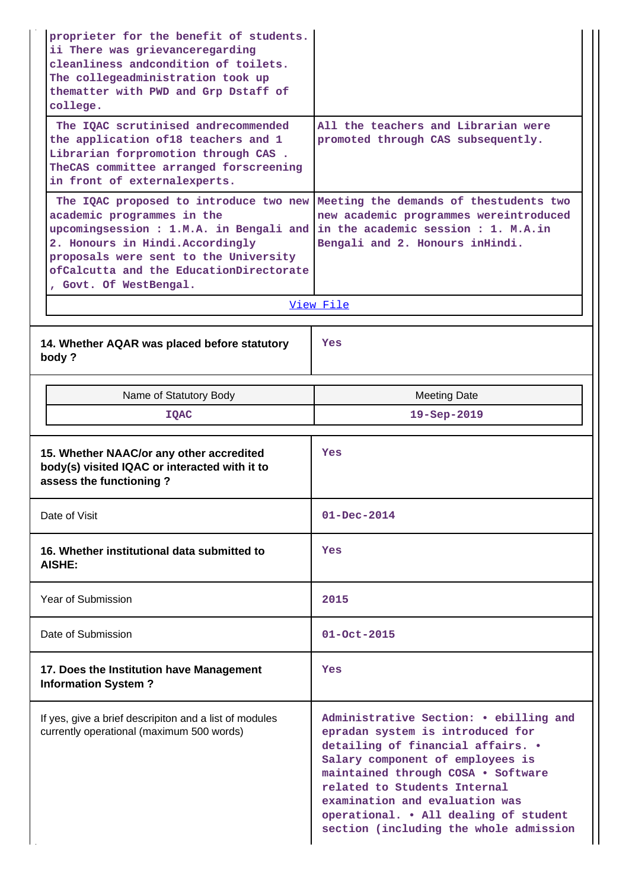| | |
|---|---|
| proprieter for the benefit of students. ii There was grievanceregarding cleanliness andcondition of toilets. The collegeadministration took up thematter with PWD and Grp Dstaff of college. | |
| The IQAC scrutinised andrecommended the application of18 teachers and 1 Librarian forpromotion through CAS . TheCAS committee arranged forscreening in front of externalexperts. | All the teachers and Librarian were promoted through CAS subsequently. |
| The IQAC proposed to introduce two new academic programmes in the upcomingsession : 1.M.A. in Bengali and 2. Honours in Hindi.Accordingly proposals were sent to the University ofCalcutta and the EducationDirectorate , Govt. Of WestBengal. | Meeting the demands of thestudents two new academic programmes wereintroduced in the academic session : 1. M.A.in Bengali and 2. Honours inHindi. |
| View File | |

| | |
|---|---|
| **14. Whether AQAR was placed before statutory body ?** | Yes |

| Name of Statutory Body | Meeting Date |
|---|---|
| IQAC | 19-Sep-2019 |

| | |
|---|---|
| **15. Whether NAAC/or any other accredited body(s) visited IQAC or interacted with it to assess the functioning ?** | Yes |
| Date of Visit | 01-Dec-2014 |
| **16. Whether institutional data submitted to AISHE:** | Yes |
| Year of Submission | 2015 |
| Date of Submission | 01-Oct-2015 |
| **17. Does the Institution have Management Information System ?** | Yes |
| If yes, give a brief descripiton and a list of modules currently operational (maximum 500 words) | Administrative Section: • ebilling and epradan system is introduced for detailing of financial affairs. • Salary component of employees is maintained through COSA • Software related to Students Internal examination and evaluation was operational. • All dealing of student section (including the whole admission |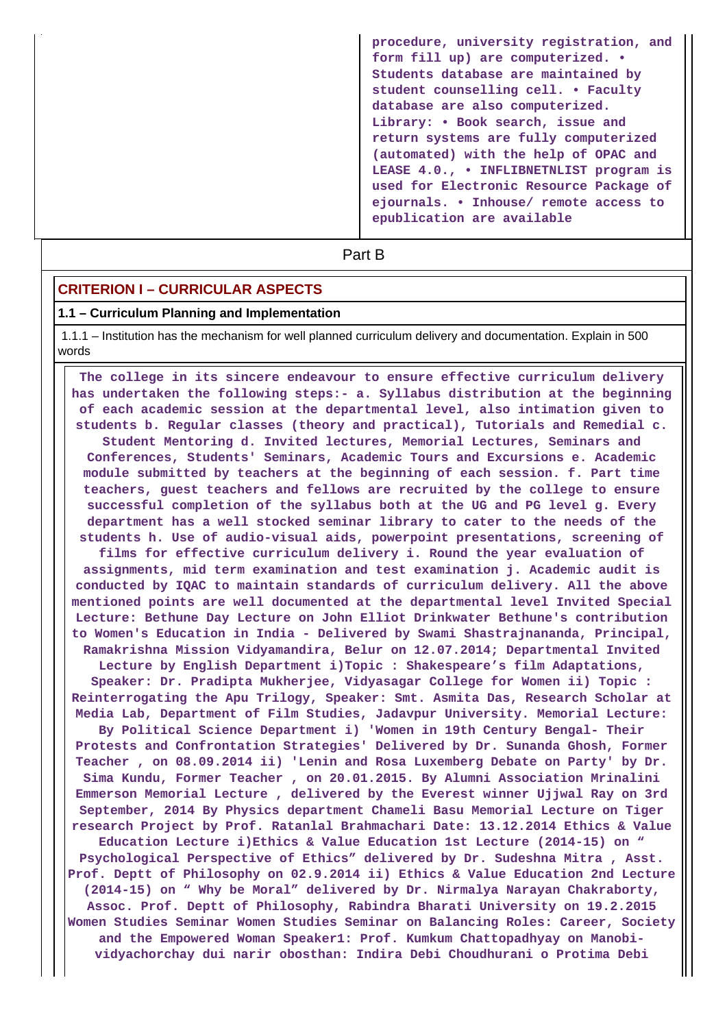| | procedure, university registration, and form fill up) are computerized. • Students database are maintained by student counselling cell. • Faculty database are also computerized. Library: • Book search, issue and return systems are fully computerized (automated) with the help of OPAC and LEASE 4.0., • INFLIBNETNLIST program is used for Electronic Resource Package of ejournals. • Inhouse/ remote access to epublication are available |
|---|---|

## Part B

### CRITERION I – CURRICULAR ASPECTS

#### 1.1 – Curriculum Planning and Implementation

1.1.1 – Institution has the mechanism for well planned curriculum delivery and documentation. Explain in 500 words

The college in its sincere endeavour to ensure effective curriculum delivery has undertaken the following steps:- a. Syllabus distribution at the beginning of each academic session at the departmental level, also intimation given to students b. Regular classes (theory and practical), Tutorials and Remedial c. Student Mentoring d. Invited lectures, Memorial Lectures, Seminars and Conferences, Students' Seminars, Academic Tours and Excursions e. Academic module submitted by teachers at the beginning of each session. f. Part time teachers, guest teachers and fellows are recruited by the college to ensure successful completion of the syllabus both at the UG and PG level g. Every department has a well stocked seminar library to cater to the needs of the students h. Use of audio-visual aids, powerpoint presentations, screening of films for effective curriculum delivery i. Round the year evaluation of assignments, mid term examination and test examination j. Academic audit is conducted by IQAC to maintain standards of curriculum delivery. All the above mentioned points are well documented at the departmental level Invited Special Lecture: Bethune Day Lecture on John Elliot Drinkwater Bethune's contribution to Women's Education in India - Delivered by Swami Shastrajnananda, Principal, Ramakrishna Mission Vidyamandira, Belur on 12.07.2014; Departmental Invited Lecture by English Department i)Topic : Shakespeare's film Adaptations, Speaker: Dr. Pradipta Mukherjee, Vidyasagar College for Women ii) Topic : Reinterrogating the Apu Trilogy, Speaker: Smt. Asmita Das, Research Scholar at Media Lab, Department of Film Studies, Jadavpur University. Memorial Lecture: By Political Science Department i) 'Women in 19th Century Bengal- Their Protests and Confrontation Strategies' Delivered by Dr. Sunanda Ghosh, Former Teacher , on 08.09.2014 ii) 'Lenin and Rosa Luxemberg Debate on Party' by Dr. Sima Kundu, Former Teacher , on 20.01.2015. By Alumni Association Mrinalini Emmerson Memorial Lecture , delivered by the Everest winner Ujjwal Ray on 3rd September, 2014 By Physics department Chameli Basu Memorial Lecture on Tiger research Project by Prof. Ratanlal Brahmachari Date: 13.12.2014 Ethics & Value Education Lecture i)Ethics & Value Education 1st Lecture (2014-15) on " Psychological Perspective of Ethics" delivered by Dr. Sudeshna Mitra , Asst. Prof. Deptt of Philosophy on 02.9.2014 ii) Ethics & Value Education 2nd Lecture (2014-15) on " Why be Moral" delivered by Dr. Nirmalya Narayan Chakraborty, Assoc. Prof. Deptt of Philosophy, Rabindra Bharati University on 19.2.2015 Women Studies Seminar Women Studies Seminar on Balancing Roles: Career, Society and the Empowered Woman Speaker1: Prof. Kumkum Chattopadhyay on Manobi-vidyachorchay dui narir obosthan: Indira Debi Choudhurani o Protima Debi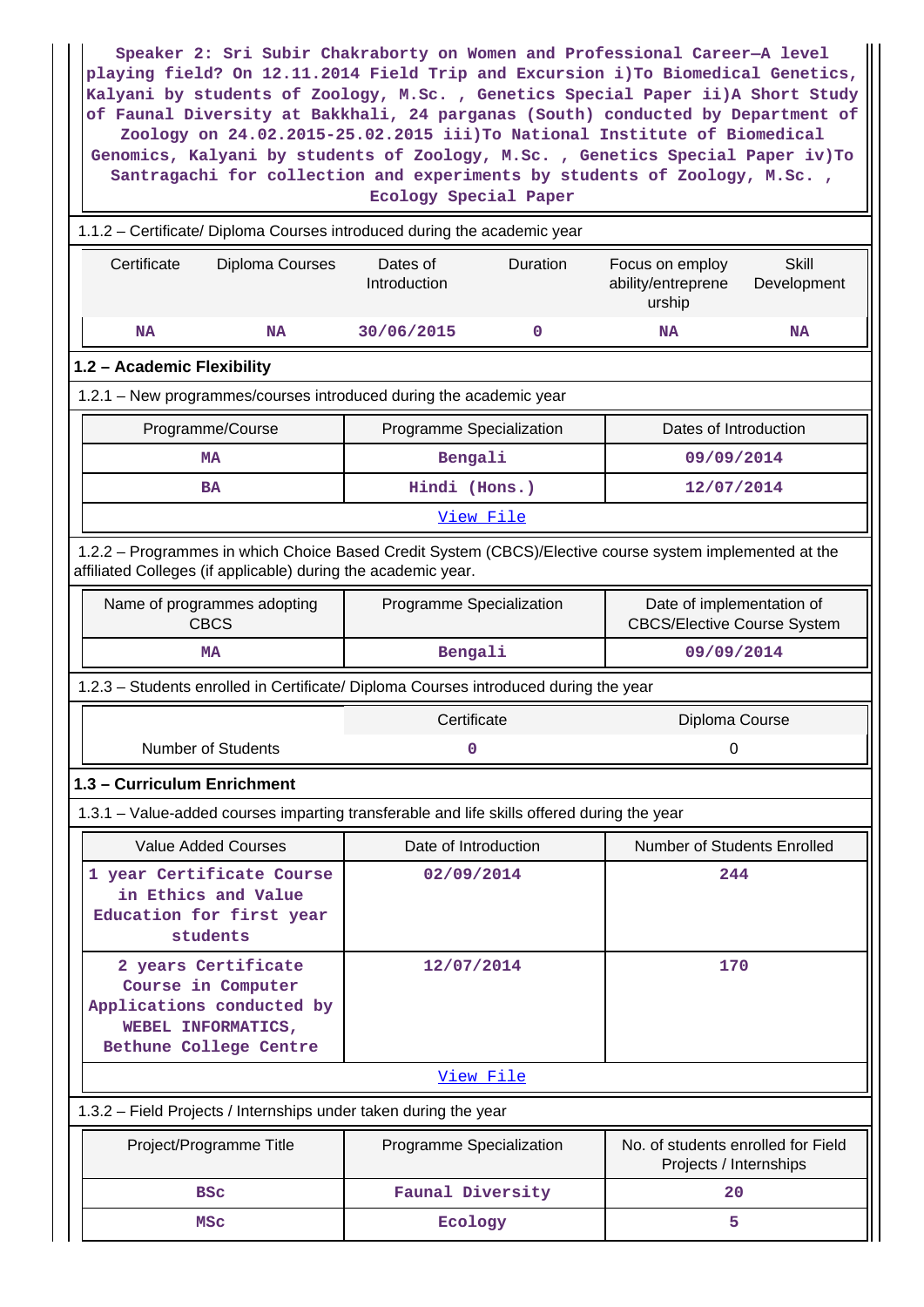Speaker 2: Sri Subir Chakraborty on Women and Professional Career—A level playing field? On 12.11.2014 Field Trip and Excursion i)To Biomedical Genetics, Kalyani by students of Zoology, M.Sc. , Genetics Special Paper ii)A Short Study of Faunal Diversity at Bakkhali, 24 parganas (South) conducted by Department of Zoology on 24.02.2015-25.02.2015 iii)To National Institute of Biomedical Genomics, Kalyani by students of Zoology, M.Sc. , Genetics Special Paper iv)To Santragachi for collection and experiments by students of Zoology, M.Sc. , Ecology Special Paper

1.1.2 – Certificate/ Diploma Courses introduced during the academic year

| Certificate | Diploma Courses | Dates of Introduction | Duration | Focus on employ ability/entreprene urship | Skill Development |
|---|---|---|---|---|---|
| NA | NA | 30/06/2015 | 0 | NA | NA |

**1.2 – Academic Flexibility**

1.2.1 – New programmes/courses introduced during the academic year

| Programme/Course | Programme Specialization | Dates of Introduction |
|---|---|---|
| MA | Bengali | 09/09/2014 |
| BA | Hindi (Hons.) | 12/07/2014 |
| View File | | |

1.2.2 – Programmes in which Choice Based Credit System (CBCS)/Elective course system implemented at the affiliated Colleges (if applicable) during the academic year.

| Name of programmes adopting CBCS | Programme Specialization | Date of implementation of CBCS/Elective Course System |
|---|---|---|
| MA | Bengali | 09/09/2014 |

1.2.3 – Students enrolled in Certificate/ Diploma Courses introduced during the year

| | Certificate | Diploma Course |
|---|---|---|
| Number of Students | 0 | 0 |

**1.3 – Curriculum Enrichment**

1.3.1 – Value-added courses imparting transferable and life skills offered during the year

| Value Added Courses | Date of Introduction | Number of Students Enrolled |
|---|---|---|
| 1 year Certificate Course in Ethics and Value Education for first year students | 02/09/2014 | 244 |
| 2 years Certificate Course in Computer Applications conducted by WEBEL INFORMATICS, Bethune College Centre | 12/07/2014 | 170 |
| View File | | |

1.3.2 – Field Projects / Internships under taken during the year

| Project/Programme Title | Programme Specialization | No. of students enrolled for Field Projects / Internships |
|---|---|---|
| BSc | Faunal Diversity | 20 |
| MSc | Ecology | 5 |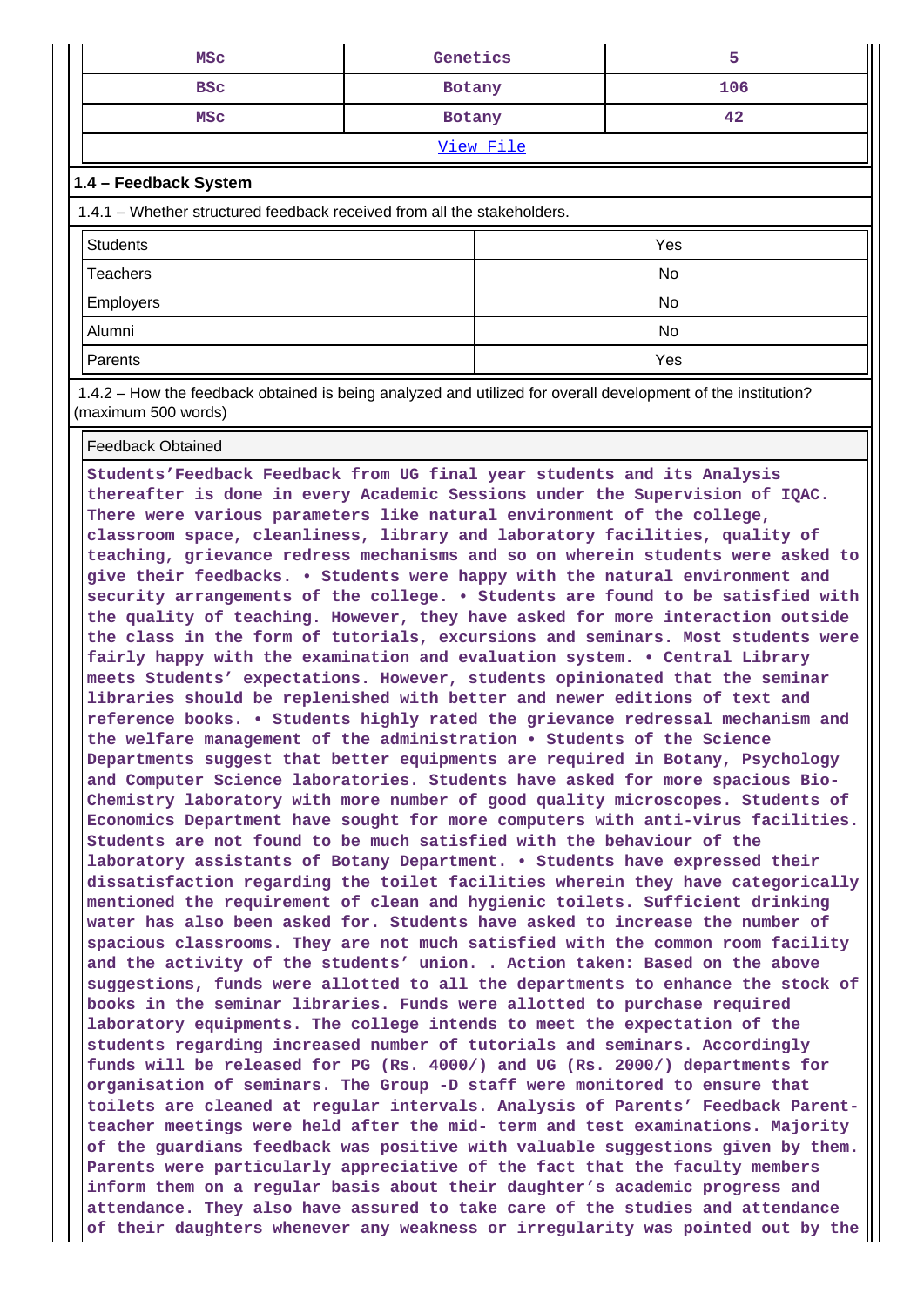| MSc | Genetics | 5 |
|---|---|---|
| BSc | Botany | 106 |
| MSc | Botany | 42 |
| View File | | |

**1.4 – Feedback System**

1.4.1 – Whether structured feedback received from all the stakeholders.

| Students | Yes |
|---|---|
| Teachers | No |
| Employers | No |
| Alumni | No |
| Parents | Yes |

1.4.2 – How the feedback obtained is being analyzed and utilized for overall development of the institution? (maximum 500 words)

| Feedback Obtained |
|---|
| Students'Feedback Feedback from UG final year students and its Analysis thereafter is done in every Academic Sessions under the Supervision of IQAC. There were various parameters like natural environment of the college, classroom space, cleanliness, library and laboratory facilities, quality of teaching, grievance redress mechanisms and so on wherein students were asked to give their feedbacks. • Students were happy with the natural environment and security arrangements of the college. • Students are found to be satisfied with the quality of teaching. However, they have asked for more interaction outside the class in the form of tutorials, excursions and seminars. Most students were fairly happy with the examination and evaluation system. • Central Library meets Students' expectations. However, students opinionated that the seminar libraries should be replenished with better and newer editions of text and reference books. • Students highly rated the grievance redressal mechanism and the welfare management of the administration • Students of the Science Departments suggest that better equipments are required in Botany, Psychology and Computer Science laboratories. Students have asked for more spacious Bio-Chemistry laboratory with more number of good quality microscopes. Students of Economics Department have sought for more computers with anti-virus facilities. Students are not found to be much satisfied with the behaviour of the laboratory assistants of Botany Department. • Students have expressed their dissatisfaction regarding the toilet facilities wherein they have categorically mentioned the requirement of clean and hygienic toilets. Sufficient drinking water has also been asked for. Students have asked to increase the number of spacious classrooms. They are not much satisfied with the common room facility and the activity of the students' union. . Action taken: Based on the above suggestions, funds were allotted to all the departments to enhance the stock of books in the seminar libraries. Funds were allotted to purchase required laboratory equipments. The college intends to meet the expectation of the students regarding increased number of tutorials and seminars. Accordingly funds will be released for PG (Rs. 4000/) and UG (Rs. 2000/) departments for organisation of seminars. The Group -D staff were monitored to ensure that toilets are cleaned at regular intervals. Analysis of Parents' Feedback Parent-teacher meetings were held after the mid- term and test examinations. Majority of the guardians feedback was positive with valuable suggestions given by them. Parents were particularly appreciative of the fact that the faculty members inform them on a regular basis about their daughter's academic progress and attendance. They also have assured to take care of the studies and attendance of their daughters whenever any weakness or irregularity was pointed out by the |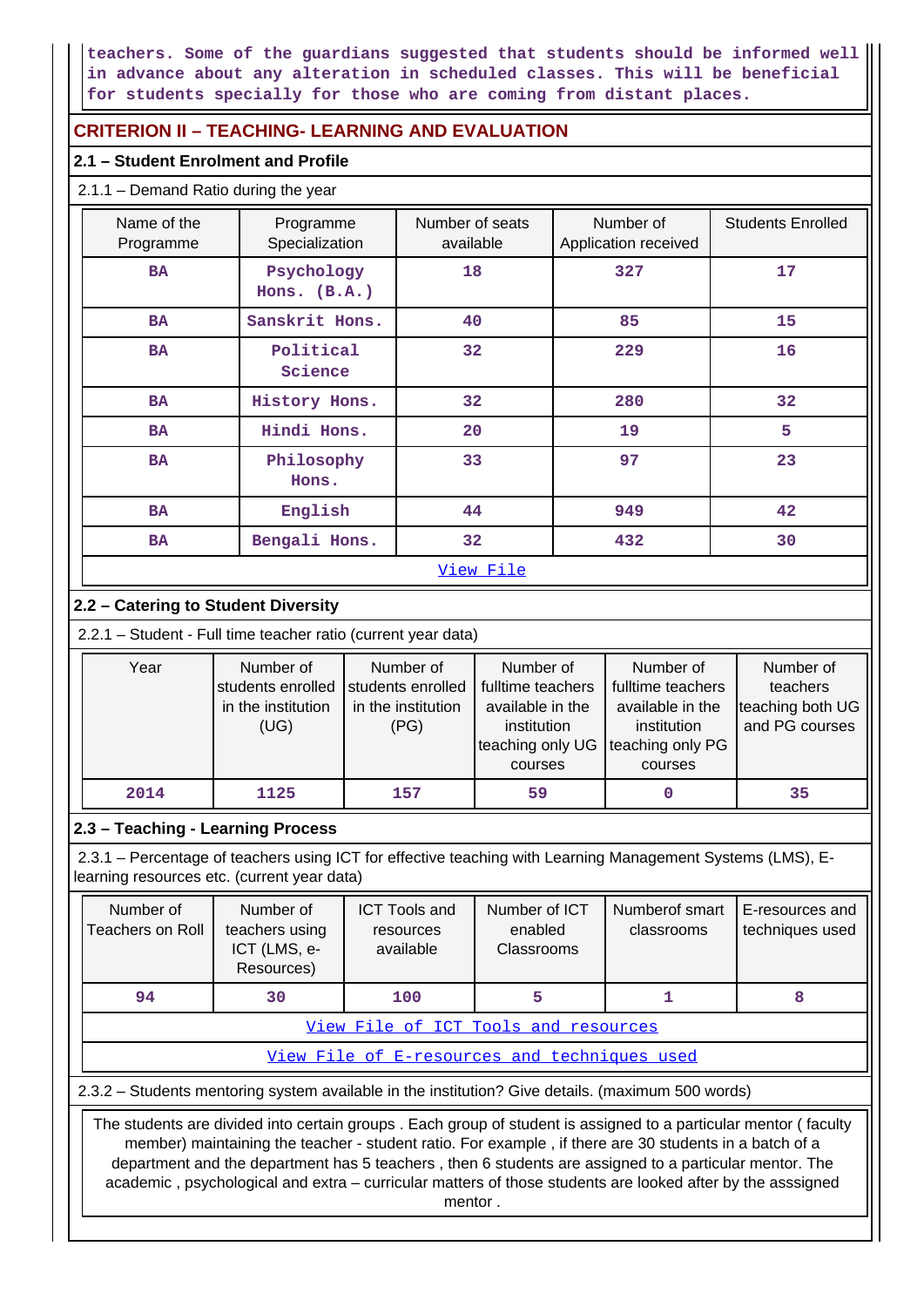teachers. Some of the guardians suggested that students should be informed well in advance about any alteration in scheduled classes. This will be beneficial for students specially for those who are coming from distant places.

## CRITERION II – TEACHING- LEARNING AND EVALUATION

### 2.1 – Student Enrolment and Profile

2.1.1 – Demand Ratio during the year

| Name of the Programme | Programme Specialization | Number of seats available | Number of Application received | Students Enrolled |
|---|---|---|---|---|
| BA | Psychology Hons. (B.A.) | 18 | 327 | 17 |
| BA | Sanskrit Hons. | 40 | 85 | 15 |
| BA | Political Science | 32 | 229 | 16 |
| BA | History Hons. | 32 | 280 | 32 |
| BA | Hindi Hons. | 20 | 19 | 5 |
| BA | Philosophy Hons. | 33 | 97 | 23 |
| BA | English | 44 | 949 | 42 |
| BA | Bengali Hons. | 32 | 432 | 30 |

View File

### 2.2 – Catering to Student Diversity

2.2.1 – Student - Full time teacher ratio (current year data)

| Year | Number of students enrolled in the institution (UG) | Number of students enrolled in the institution (PG) | Number of fulltime teachers available in the institution teaching only UG courses | Number of fulltime teachers available in the institution teaching only PG courses | Number of teachers teaching both UG and PG courses |
|---|---|---|---|---|---|
| 2014 | 1125 | 157 | 59 | 0 | 35 |

### 2.3 – Teaching - Learning Process

2.3.1 – Percentage of teachers using ICT for effective teaching with Learning Management Systems (LMS), E-learning resources etc. (current year data)

| Number of Teachers on Roll | Number of teachers using ICT (LMS, e-Resources) | ICT Tools and resources available | Number of ICT enabled Classrooms | Numberof smart classrooms | E-resources and techniques used |
|---|---|---|---|---|---|
| 94 | 30 | 100 | 5 | 1 | 8 |

View File of ICT Tools and resources

View File of E-resources and techniques used

2.3.2 – Students mentoring system available in the institution? Give details. (maximum 500 words)

The students are divided into certain groups . Each group of student is assigned to a particular mentor ( faculty member) maintaining the teacher - student ratio. For example , if there are 30 students in a batch of a department and the department has 5 teachers , then 6 students are assigned to a particular mentor. The academic , psychological and extra – curricular matters of those students are looked after by the asssigned mentor .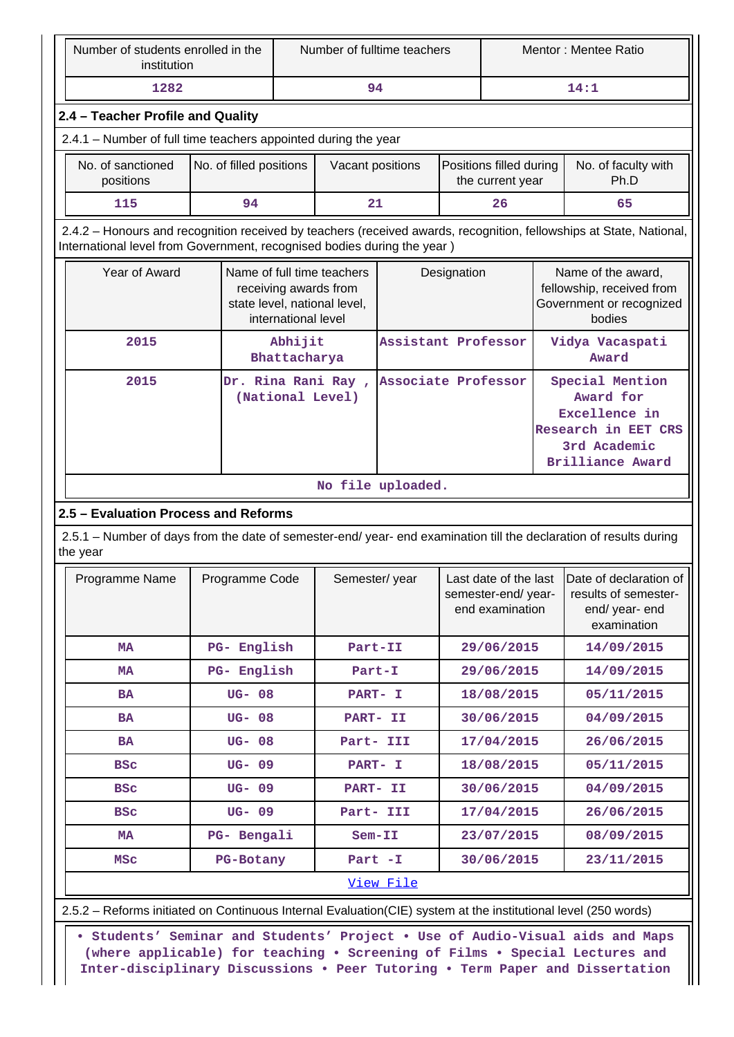| Number of students enrolled in the institution | Number of fulltime teachers | Mentor : Mentee Ratio |
|---|---|---|
| 1282 | 94 | 14:1 |

## 2.4 – Teacher Profile and Quality

2.4.1 – Number of full time teachers appointed during the year

| No. of sanctioned positions | No. of filled positions | Vacant positions | Positions filled during the current year | No. of faculty with Ph.D |
|---|---|---|---|---|
| 115 | 94 | 21 | 26 | 65 |

2.4.2 – Honours and recognition received by teachers (received awards, recognition, fellowships at State, National, International level from Government, recognised bodies during the year )

| Year of Award | Name of full time teachers receiving awards from state level, national level, international level | Designation | Name of the award, fellowship, received from Government or recognized bodies |
|---|---|---|---|
| 2015 | Abhijit Bhattacharya | Assistant Professor | Vidya Vacaspati Award |
| 2015 | Dr. Rina Rani Ray , (National Level) | Associate Professor | Special Mention Award for Excellence in Research in EET CRS 3rd Academic Brilliance Award |

No file uploaded.

## 2.5 – Evaluation Process and Reforms

2.5.1 – Number of days from the date of semester-end/ year- end examination till the declaration of results during the year

| Programme Name | Programme Code | Semester/ year | Last date of the last semester-end/ year- end examination | Date of declaration of results of semester-end/ year- end examination |
|---|---|---|---|---|
| MA | PG- English | Part-II | 29/06/2015 | 14/09/2015 |
| MA | PG- English | Part-I | 29/06/2015 | 14/09/2015 |
| BA | UG- 08 | PART- I | 18/08/2015 | 05/11/2015 |
| BA | UG- 08 | PART- II | 30/06/2015 | 04/09/2015 |
| BA | UG- 08 | Part- III | 17/04/2015 | 26/06/2015 |
| BSc | UG- 09 | PART- I | 18/08/2015 | 05/11/2015 |
| BSc | UG- 09 | PART- II | 30/06/2015 | 04/09/2015 |
| BSc | UG- 09 | Part- III | 17/04/2015 | 26/06/2015 |
| MA | PG- Bengali | Sem-II | 23/07/2015 | 08/09/2015 |
| MSc | PG-Botany | Part -I | 30/06/2015 | 23/11/2015 |

View File

2.5.2 – Reforms initiated on Continuous Internal Evaluation(CIE) system at the institutional level (250 words)

• Students' Seminar and Students' Project • Use of Audio-Visual aids and Maps (where applicable) for teaching • Screening of Films • Special Lectures and Inter-disciplinary Discussions • Peer Tutoring • Term Paper and Dissertation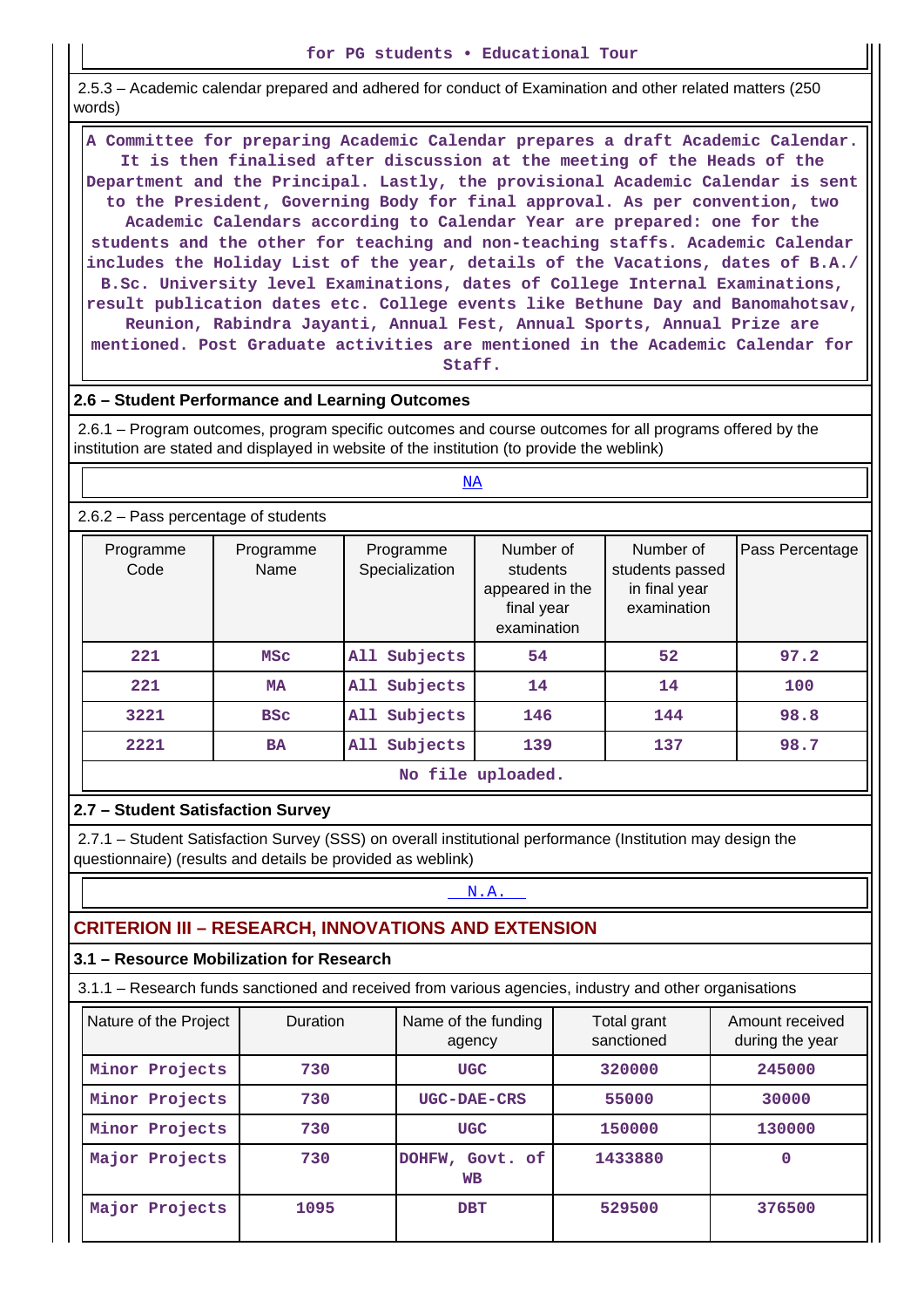for PG students • Educational Tour

2.5.3 – Academic calendar prepared and adhered for conduct of Examination and other related matters (250 words)

A Committee for preparing Academic Calendar prepares a draft Academic Calendar. It is then finalised after discussion at the meeting of the Heads of the Department and the Principal. Lastly, the provisional Academic Calendar is sent to the President, Governing Body for final approval. As per convention, two Academic Calendars according to Calendar Year are prepared: one for the students and the other for teaching and non-teaching staffs. Academic Calendar includes the Holiday List of the year, details of the Vacations, dates of B.A./ B.Sc. University level Examinations, dates of College Internal Examinations, result publication dates etc. College events like Bethune Day and Banomahotsav, Reunion, Rabindra Jayanti, Annual Fest, Annual Sports, Annual Prize are mentioned. Post Graduate activities are mentioned in the Academic Calendar for Staff.

### 2.6 – Student Performance and Learning Outcomes

2.6.1 – Program outcomes, program specific outcomes and course outcomes for all programs offered by the institution are stated and displayed in website of the institution (to provide the weblink)

NA

2.6.2 – Pass percentage of students

| Programme Code | Programme Name | Programme Specialization | Number of students appeared in the final year examination | Number of students passed in final year examination | Pass Percentage |
|---|---|---|---|---|---|
| 221 | MSc | All Subjects | 54 | 52 | 97.2 |
| 221 | MA | All Subjects | 14 | 14 | 100 |
| 3221 | BSc | All Subjects | 146 | 144 | 98.8 |
| 2221 | BA | All Subjects | 139 | 137 | 98.7 |

No file uploaded.

### 2.7 – Student Satisfaction Survey

2.7.1 – Student Satisfaction Survey (SSS) on overall institutional performance (Institution may design the questionnaire) (results and details be provided as weblink)

N.A.

## CRITERION III – RESEARCH, INNOVATIONS AND EXTENSION

### 3.1 – Resource Mobilization for Research

3.1.1 – Research funds sanctioned and received from various agencies, industry and other organisations

| Nature of the Project | Duration | Name of the funding agency | Total grant sanctioned | Amount received during the year |
|---|---|---|---|---|
| Minor Projects | 730 | UGC | 320000 | 245000 |
| Minor Projects | 730 | UGC-DAE-CRS | 55000 | 30000 |
| Minor Projects | 730 | UGC | 150000 | 130000 |
| Major Projects | 730 | DOHFW, Govt. of WB | 1433880 | 0 |
| Major Projects | 1095 | DBT | 529500 | 376500 |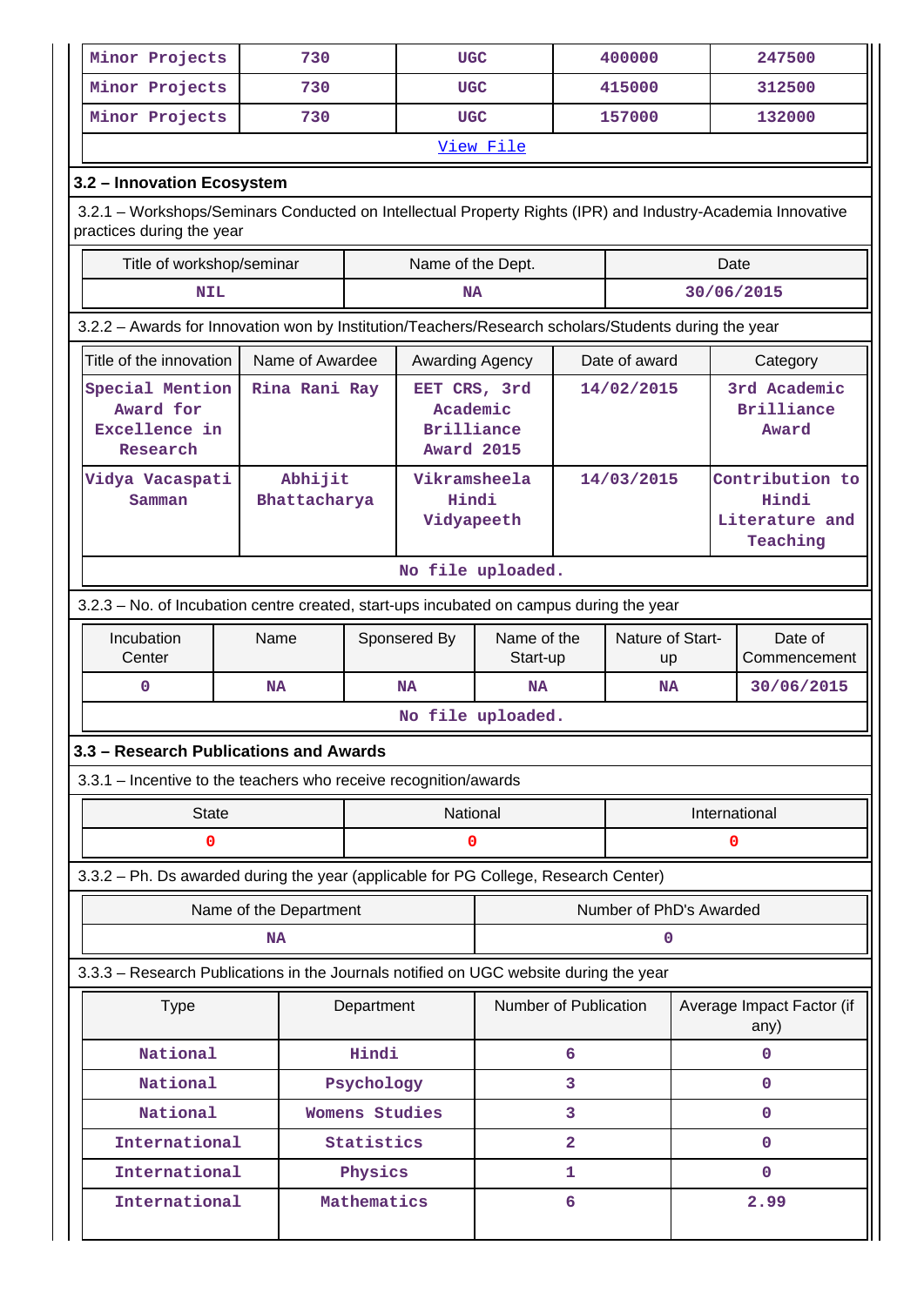| Minor Projects | 730 | UGC | 400000 | 247500 |
|---|---|---|---|---|
| Minor Projects | 730 | UGC | 415000 | 312500 |
| Minor Projects | 730 | UGC | 157000 | 132000 |

View File

**3.2 – Innovation Ecosystem**

3.2.1 – Workshops/Seminars Conducted on Intellectual Property Rights (IPR) and Industry-Academia Innovative practices during the year

| Title of workshop/seminar | Name of the Dept. | Date |
|---|---|---|
| NIL | NA | 30/06/2015 |

3.2.2 – Awards for Innovation won by Institution/Teachers/Research scholars/Students during the year

| Title of the innovation | Name of Awardee | Awarding Agency | Date of award | Category |
|---|---|---|---|---|
| Special Mention Award for Excellence in Research | Rina Rani Ray | EET CRS, 3rd Academic Brilliance Award 2015 | 14/02/2015 | 3rd Academic Brilliance Award |
| Vidya Vacaspati Samman | Abhijit Bhattacharya | Vikramsheela Hindi Vidyapeeth | 14/03/2015 | Contribution to Hindi Literature and Teaching |

No file uploaded.

3.2.3 – No. of Incubation centre created, start-ups incubated on campus during the year

| Incubation Center | Name | Sponsored By | Name of the Start-up | Nature of Start-up | Date of Commencement |
|---|---|---|---|---|---|
| 0 | NA | NA | NA | NA | 30/06/2015 |

No file uploaded.

**3.3 – Research Publications and Awards**

3.3.1 – Incentive to the teachers who receive recognition/awards

| State | National | International |
|---|---|---|
| 0 | 0 | 0 |

3.3.2 – Ph. Ds awarded during the year (applicable for PG College, Research Center)

| Name of the Department | Number of PhD's Awarded |
|---|---|
| NA | 0 |

3.3.3 – Research Publications in the Journals notified on UGC website during the year

| Type | Department | Number of Publication | Average Impact Factor (if any) |
|---|---|---|---|
| National | Hindi | 6 | 0 |
| National | Psychology | 3 | 0 |
| National | Womens Studies | 3 | 0 |
| International | Statistics | 2 | 0 |
| International | Physics | 1 | 0 |
| International | Mathematics | 6 | 2.99 |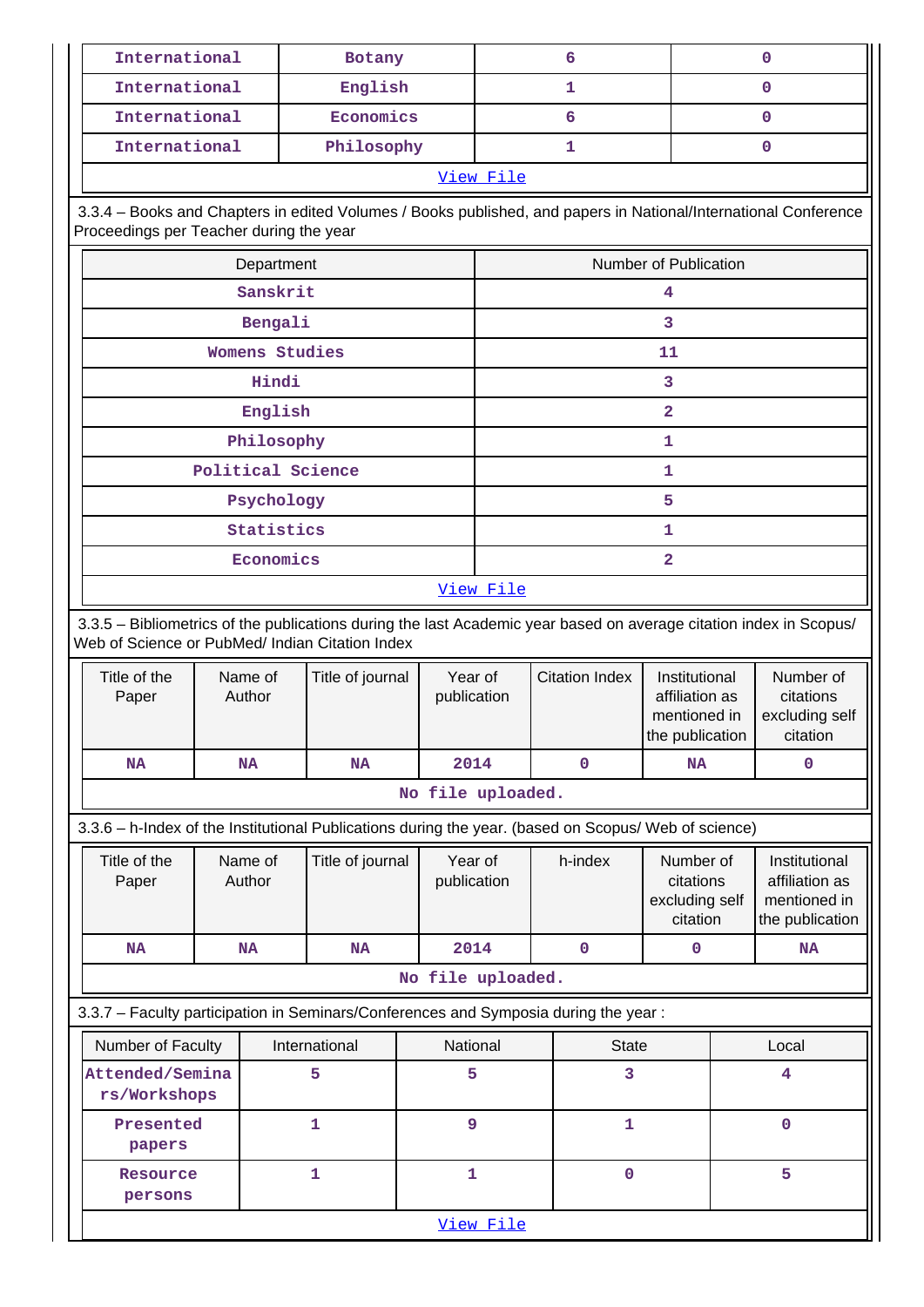| International | Botany | 6 | 0 |
|---|---|---|---|
| International | English | 1 | 0 |
| International | Economics | 6 | 0 |
| International | Philosophy | 1 | 0 |

View File

3.3.4 – Books and Chapters in edited Volumes / Books published, and papers in National/International Conference Proceedings per Teacher during the year

| Department | Number of Publication |
|---|---|
| Sanskrit | 4 |
| Bengali | 3 |
| Womens Studies | 11 |
| Hindi | 3 |
| English | 2 |
| Philosophy | 1 |
| Political Science | 1 |
| Psychology | 5 |
| Statistics | 1 |
| Economics | 2 |

View File

3.3.5 – Bibliometrics of the publications during the last Academic year based on average citation index in Scopus/ Web of Science or PubMed/ Indian Citation Index

| Title of the Paper | Name of Author | Title of journal | Year of publication | Citation Index | Institutional affiliation as mentioned in the publication | Number of citations excluding self citation |
|---|---|---|---|---|---|---|
| NA | NA | NA | 2014 | 0 | NA | 0 |

No file uploaded.

3.3.6 – h-Index of the Institutional Publications during the year. (based on Scopus/ Web of science)

| Title of the Paper | Name of Author | Title of journal | Year of publication | h-index | Number of citations excluding self citation | Institutional affiliation as mentioned in the publication |
|---|---|---|---|---|---|---|
| NA | NA | NA | 2014 | 0 | 0 | NA |

No file uploaded.

3.3.7 – Faculty participation in Seminars/Conferences and Symposia during the year :

| Number of Faculty | International | National | State | Local |
|---|---|---|---|---|
| Attended/Seminars/Workshops | 5 | 5 | 3 | 4 |
| Presented papers | 1 | 9 | 1 | 0 |
| Resource persons | 1 | 1 | 0 | 5 |

View File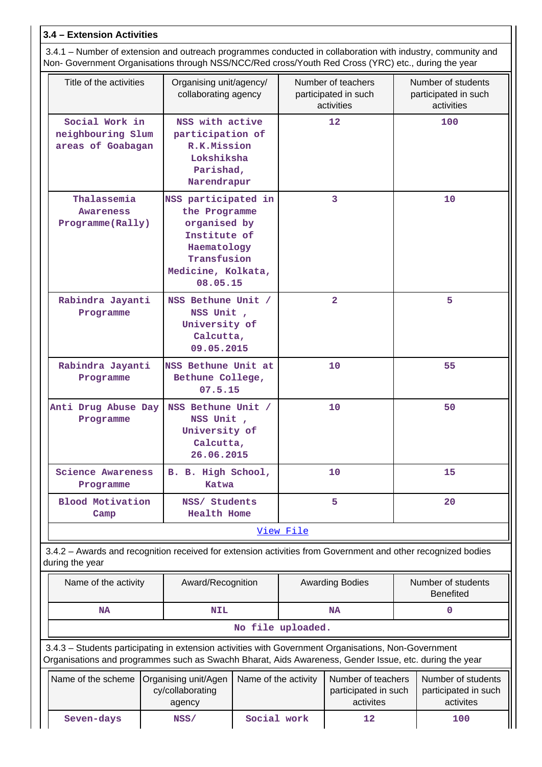**3.4 – Extension Activities**

3.4.1 – Number of extension and outreach programmes conducted in collaboration with industry, community and Non- Government Organisations through NSS/NCC/Red cross/Youth Red Cross (YRC) etc., during the year

| Title of the activities | Organising unit/agency/ collaborating agency | Number of teachers participated in such activities | Number of students participated in such activities |
|---|---|---|---|
| Social Work in neighbouring Slum areas of Goabagan | NSS with active participation of R.K.Mission Lokshiksha Parishad, Narendrapur | 12 | 100 |
| Thalassemia Awareness Programme(Rally) | NSS participated in the Programme organised by Institute of Haematology Transfusion Medicine, Kolkata, 08.05.15 | 3 | 10 |
| Rabindra Jayanti Programme | NSS Bethune Unit / NSS Unit , University of Calcutta, 09.05.2015 | 2 | 5 |
| Rabindra Jayanti Programme | NSS Bethune Unit at Bethune College, 07.5.15 | 10 | 55 |
| Anti Drug Abuse Day Programme | NSS Bethune Unit / NSS Unit , University of Calcutta, 26.06.2015 | 10 | 50 |
| Science Awareness Programme | B. B. High School, Katwa | 10 | 15 |
| Blood Motivation Camp | NSS/ Students Health Home | 5 | 20 |

View File

3.4.2 – Awards and recognition received for extension activities from Government and other recognized bodies during the year

| Name of the activity | Award/Recognition | Awarding Bodies | Number of students Benefited |
|---|---|---|---|
| NA | NIL | NA | 0 |

No file uploaded.

3.4.3 – Students participating in extension activities with Government Organisations, Non-Government Organisations and programmes such as Swachh Bharat, Aids Awareness, Gender Issue, etc. during the year

| Name of the scheme | Organising unit/Agency/collaborating agency | Name of the activity | Number of teachers participated in such activites | Number of students participated in such activites |
|---|---|---|---|---|
| Seven-days | NSS/ | Social work | 12 | 100 |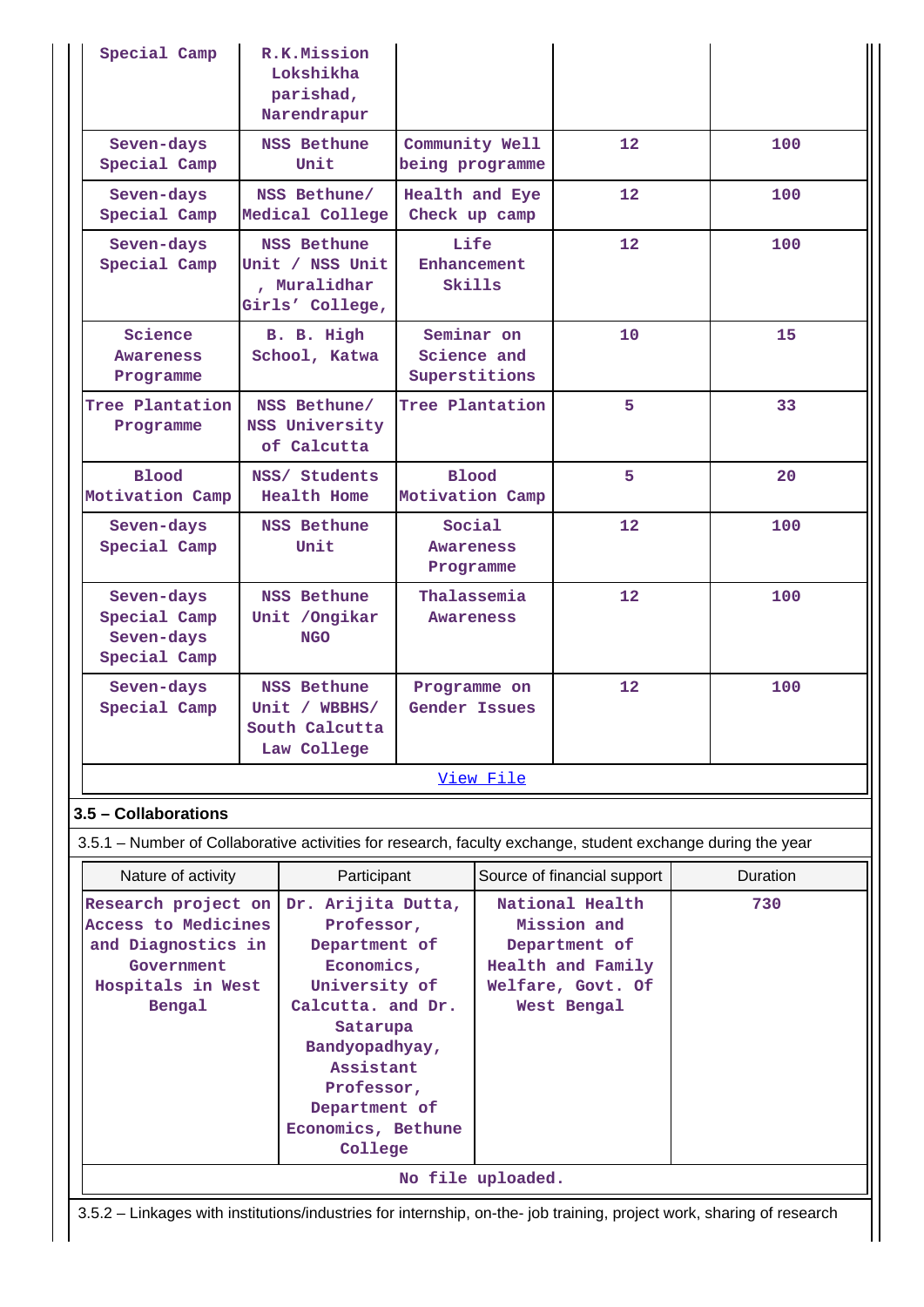| Special Camp | R.K.Mission Lokshikha parishad, Narendrapur | | | |
|---|---|---|---|---|
| Seven-days Special Camp | NSS Bethune Unit | Community Well being programme | 12 | 100 |
| Seven-days Special Camp | NSS Bethune/ Medical College | Health and Eye Check up camp | 12 | 100 |
| Seven-days Special Camp | NSS Bethune Unit / NSS Unit , Muralidhar Girls' College, | Life Enhancement Skills | 12 | 100 |
| Science Awareness Programme | B. B. High School, Katwa | Seminar on Science and Superstitions | 10 | 15 |
| Tree Plantation Programme | NSS Bethune/ NSS University of Calcutta | Tree Plantation | 5 | 33 |
| Blood Motivation Camp | NSS/ Students Health Home | Blood Motivation Camp | 5 | 20 |
| Seven-days Special Camp | NSS Bethune Unit | Social Awareness Programme | 12 | 100 |
| Seven-days Special Camp Seven-days Special Camp | NSS Bethune Unit /Ongikar NGO | Thalassemia Awareness | 12 | 100 |
| Seven-days Special Camp | NSS Bethune Unit / WBBHS/ South Calcutta Law College | Programme on Gender Issues | 12 | 100 |

View File

**3.5 – Collaborations**

3.5.1 – Number of Collaborative activities for research, faculty exchange, student exchange during the year

| Nature of activity | Participant | Source of financial support | Duration |
|---|---|---|---|
| Research project on Access to Medicines and Diagnostics in Government Hospitals in West Bengal | Dr. Arijita Dutta, Professor, Department of Economics, University of Calcutta. and Dr. Satarupa Bandyopadhyay, Assistant Professor, Department of Economics, Bethune College | National Health Mission and Department of Health and Family Welfare, Govt. Of West Bengal | 730 |

No file uploaded.

3.5.2 – Linkages with institutions/industries for internship, on-the- job training, project work, sharing of research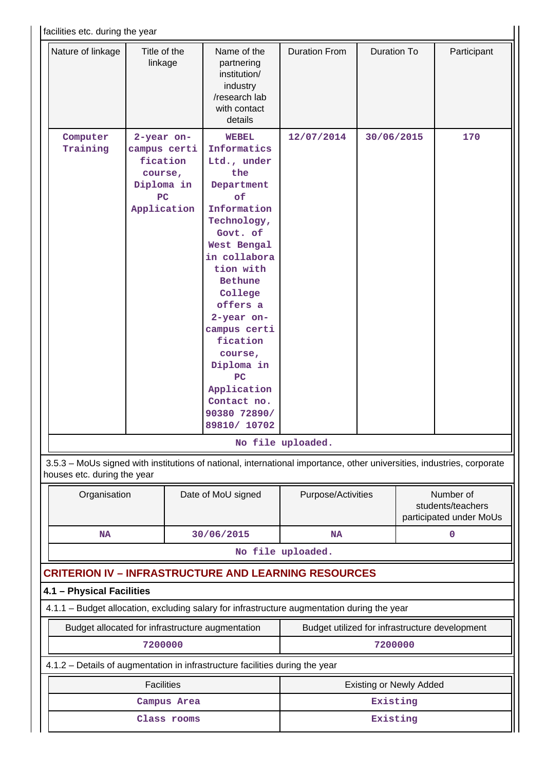facilities etc. during the year

| Nature of linkage | Title of the linkage | Name of the partnering institution/ industry /research lab with contact details | Duration From | Duration To | Participant |
|---|---|---|---|---|---|
| Computer Training | 2-year on-campus certification course, Diploma in PC Application | WEBEL Informatics Ltd., under the Department of Information Technology, Govt. of West Bengal in collaboration with Bethune College offers a 2-year on-campus certification course, Diploma in PC Application Contact no. 90380 72890/ 89810/ 10702 | 12/07/2014 | 30/06/2015 | 170 |

No file uploaded.

3.5.3 – MoUs signed with institutions of national, international importance, other universities, industries, corporate houses etc. during the year

| Organisation | Date of MoU signed | Purpose/Activities | Number of students/teachers participated under MoUs |
|---|---|---|---|
| NA | 30/06/2015 | NA | 0 |

No file uploaded.

## CRITERION IV – INFRASTRUCTURE AND LEARNING RESOURCES

### 4.1 – Physical Facilities

4.1.1 – Budget allocation, excluding salary for infrastructure augmentation during the year

| Budget allocated for infrastructure augmentation | Budget utilized for infrastructure development |
|---|---|
| 7200000 | 7200000 |

4.1.2 – Details of augmentation in infrastructure facilities during the year

| Facilities | Existing or Newly Added |
|---|---|
| Campus Area | Existing |
| Class rooms | Existing |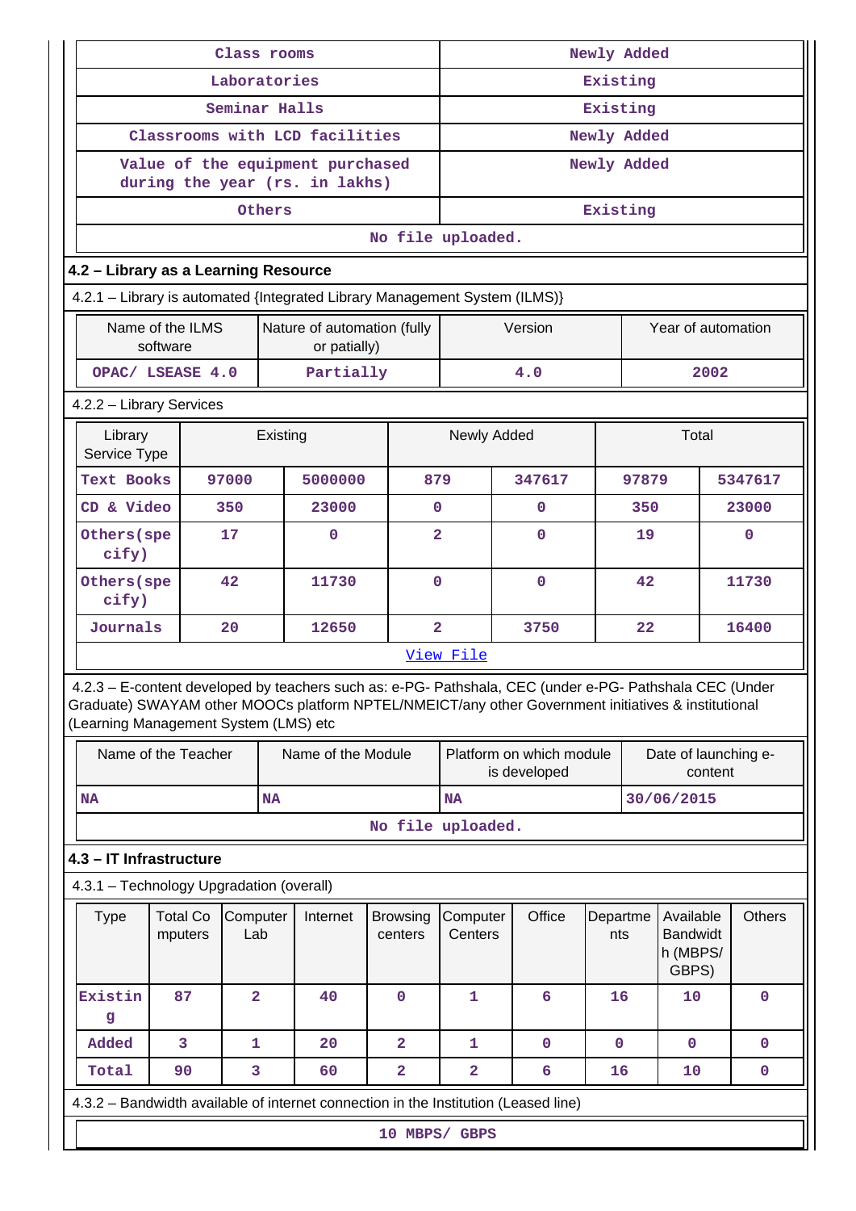| Class rooms | Newly Added |
|---|---|
| Laboratories | Existing |
| Seminar Halls | Existing |
| Classrooms with LCD facilities | Newly Added |
| Value of the equipment purchased during the year (rs. in lakhs) | Newly Added |
| Others | Existing |
| No file uploaded. | |

## 4.2 – Library as a Learning Resource

4.2.1 – Library is automated {Integrated Library Management System (ILMS)}

| Name of the ILMS software | Nature of automation (fully or patially) | Version | Year of automation |
|---|---|---|---|
| OPAC/ LSEASE 4.0 | Partially | 4.0 | 2002 |

4.2.2 – Library Services

| Library Service Type | Existing | | Newly Added | | Total | |
|---|---|---|---|---|---|---|
| Text Books | 97000 | 5000000 | 879 | 347617 | 97879 | 5347617 |
| CD & Video | 350 | 23000 | 0 | 0 | 350 | 23000 |
| Others(specify) | 17 | 0 | 2 | 0 | 19 | 0 |
| Others(specify) | 42 | 11730 | 0 | 0 | 42 | 11730 |
| Journals | 20 | 12650 | 2 | 3750 | 22 | 16400 |

[View File]

4.2.3 – E-content developed by teachers such as: e-PG- Pathshala, CEC (under e-PG- Pathshala CEC (Under Graduate) SWAYAM other MOOCs platform NPTEL/NMEICT/any other Government initiatives & institutional (Learning Management System (LMS) etc

| Name of the Teacher | Name of the Module | Platform on which module is developed | Date of launching e-content |
|---|---|---|---|
| NA | NA | NA | 30/06/2015 |

No file uploaded.

## 4.3 – IT Infrastructure

4.3.1 – Technology Upgradation (overall)

| Type | Total Computers | Computer Lab | Internet | Browsing centers | Computer Centers | Office | Departments | Available Bandwidth (MBPS/ GBPS) | Others |
|---|---|---|---|---|---|---|---|---|---|
| Existing | 87 | 2 | 40 | 0 | 1 | 6 | 16 | 10 | 0 |
| Added | 3 | 1 | 20 | 2 | 1 | 0 | 0 | 0 | 0 |
| Total | 90 | 3 | 60 | 2 | 2 | 6 | 16 | 10 | 0 |

4.3.2 – Bandwidth available of internet connection in the Institution (Leased line)

10 MBPS/ GBPS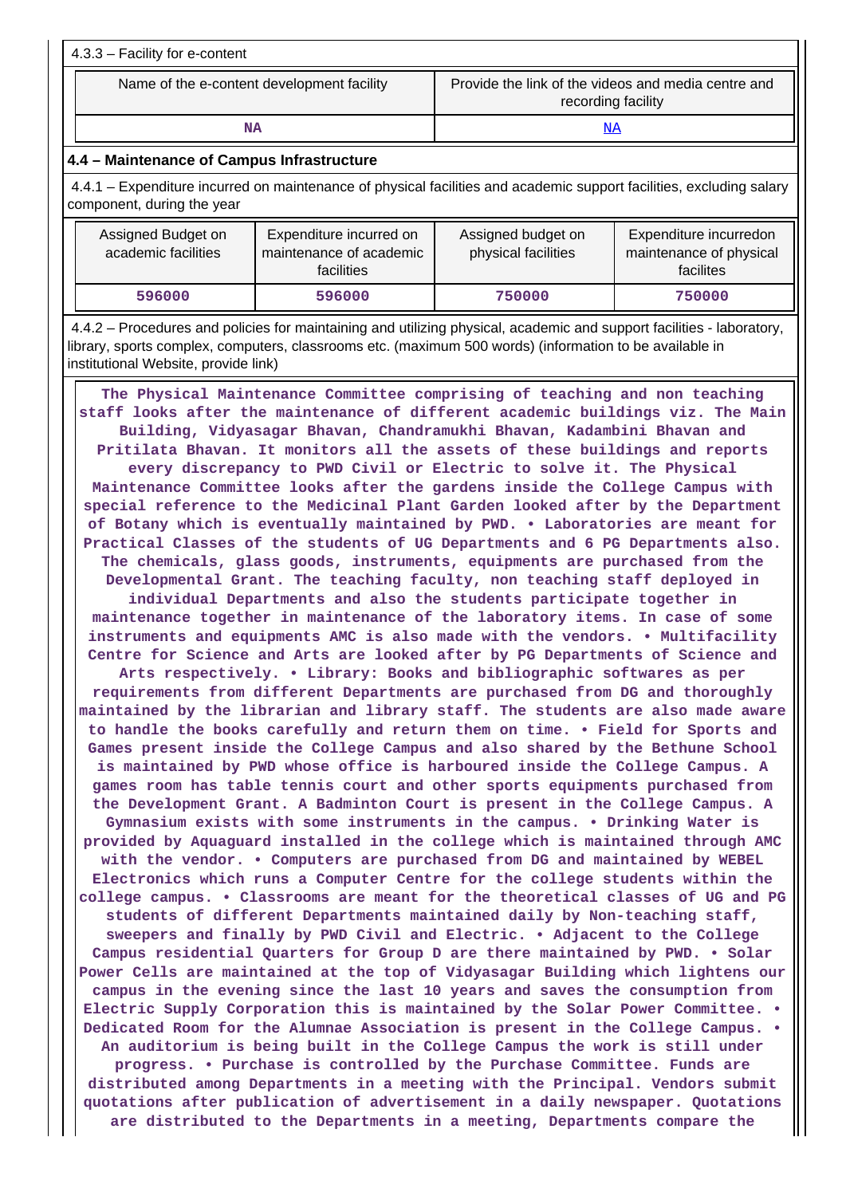4.3.3 – Facility for e-content

| Name of the e-content development facility | Provide the link of the videos and media centre and recording facility |
|---|---|
| NA | NA |

**4.4 – Maintenance of Campus Infrastructure**

4.4.1 – Expenditure incurred on maintenance of physical facilities and academic support facilities, excluding salary component, during the year

| Assigned Budget on academic facilities | Expenditure incurred on maintenance of academic facilities | Assigned budget on physical facilities | Expenditure incurredon maintenance of physical facilites |
|---|---|---|---|
| 596000 | 596000 | 750000 | 750000 |

4.4.2 – Procedures and policies for maintaining and utilizing physical, academic and support facilities - laboratory, library, sports complex, computers, classrooms etc. (maximum 500 words) (information to be available in institutional Website, provide link)

The Physical Maintenance Committee comprising of teaching and non teaching staff looks after the maintenance of different academic buildings viz. The Main Building, Vidyasagar Bhavan, Chandramukhi Bhavan, Kadambini Bhavan and Pritilata Bhavan. It monitors all the assets of these buildings and reports every discrepancy to PWD Civil or Electric to solve it. The Physical Maintenance Committee looks after the gardens inside the College Campus with special reference to the Medicinal Plant Garden looked after by the Department of Botany which is eventually maintained by PWD. • Laboratories are meant for Practical Classes of the students of UG Departments and 6 PG Departments also. The chemicals, glass goods, instruments, equipments are purchased from the Developmental Grant. The teaching faculty, non teaching staff deployed in individual Departments and also the students participate together in maintenance together in maintenance of the laboratory items. In case of some instruments and equipments AMC is also made with the vendors. • Multifacility Centre for Science and Arts are looked after by PG Departments of Science and Arts respectively. • Library: Books and bibliographic softwares as per requirements from different Departments are purchased from DG and thoroughly maintained by the librarian and library staff. The students are also made aware to handle the books carefully and return them on time. • Field for Sports and Games present inside the College Campus and also shared by the Bethune School is maintained by PWD whose office is harboured inside the College Campus. A games room has table tennis court and other sports equipments purchased from the Development Grant. A Badminton Court is present in the College Campus. A Gymnasium exists with some instruments in the campus. • Drinking Water is provided by Aquaguard installed in the college which is maintained through AMC with the vendor. • Computers are purchased from DG and maintained by WEBEL Electronics which runs a Computer Centre for the college students within the college campus. • Classrooms are meant for the theoretical classes of UG and PG students of different Departments maintained daily by Non-teaching staff, sweepers and finally by PWD Civil and Electric. • Adjacent to the College Campus residential Quarters for Group D are there maintained by PWD. • Solar Power Cells are maintained at the top of Vidyasagar Building which lightens our campus in the evening since the last 10 years and saves the consumption from Electric Supply Corporation this is maintained by the Solar Power Committee. • Dedicated Room for the Alumnae Association is present in the College Campus. • An auditorium is being built in the College Campus the work is still under progress. • Purchase is controlled by the Purchase Committee. Funds are distributed among Departments in a meeting with the Principal. Vendors submit quotations after publication of advertisement in a daily newspaper. Quotations are distributed to the Departments in a meeting, Departments compare the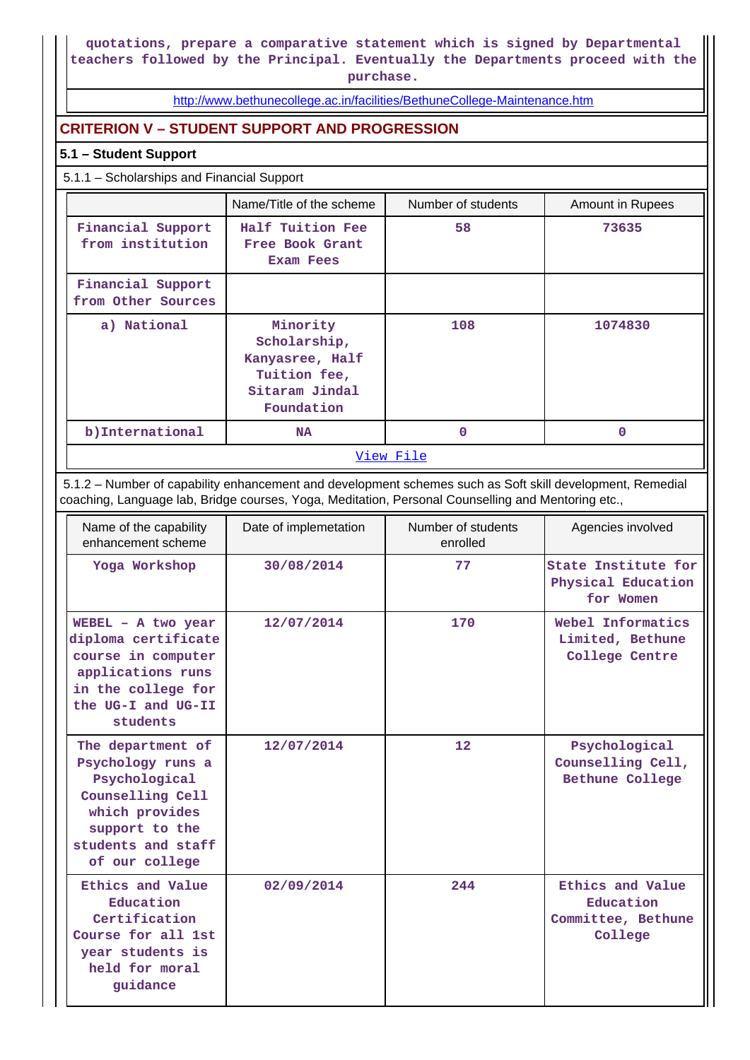quotations, prepare a comparative statement which is signed by Departmental teachers followed by the Principal. Eventually the Departments proceed with the purchase.

http://www.bethunecollege.ac.in/facilities/BethuneCollege-Maintenance.htm

## CRITERION V – STUDENT SUPPORT AND PROGRESSION

### 5.1 – Student Support

5.1.1 – Scholarships and Financial Support

| | Name/Title of the scheme | Number of students | Amount in Rupees |
|---|---|---|---|
| Financial Support from institution | Half Tuition Fee Free Book Grant Exam Fees | 58 | 73635 |
| Financial Support from Other Sources | | | |
| a) National | Minority Scholarship, Kanyasree, Half Tuition fee, Sitaram Jindal Foundation | 108 | 1074830 |
| b)International | NA | 0 | 0 |

View File

5.1.2 – Number of capability enhancement and development schemes such as Soft skill development, Remedial coaching, Language lab, Bridge courses, Yoga, Meditation, Personal Counselling and Mentoring etc.,

| Name of the capability enhancement scheme | Date of implemetation | Number of students enrolled | Agencies involved |
|---|---|---|---|
| Yoga Workshop | 30/08/2014 | 77 | State Institute for Physical Education for Women |
| WEBEL – A two year diploma certificate course in computer applications runs in the college for the UG-I and UG-II students | 12/07/2014 | 170 | Webel Informatics Limited, Bethune College Centre |
| The department of Psychology runs a Psychological Counselling Cell which provides support to the students and staff of our college | 12/07/2014 | 12 | Psychological Counselling Cell, Bethune College |
| Ethics and Value Education Certification Course for all 1st year students is held for moral guidance | 02/09/2014 | 244 | Ethics and Value Education Committee, Bethune College |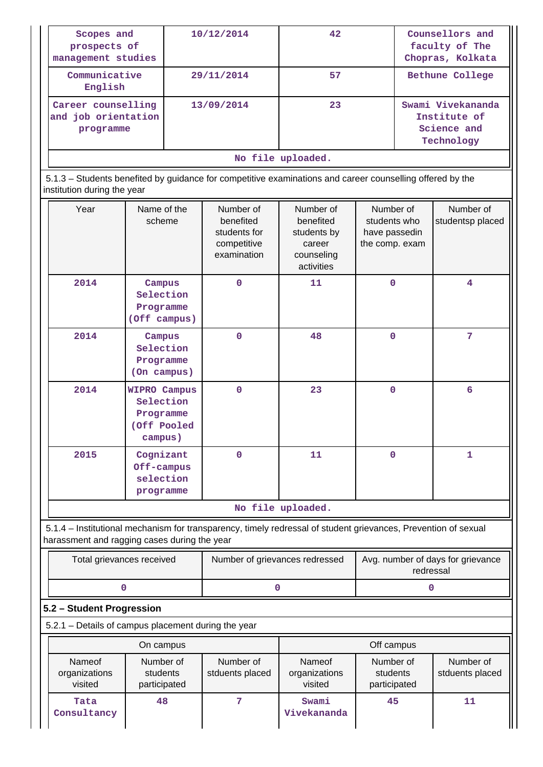| Scopes and prospects of management studies | 10/12/2014 | 42 | Counsellors and faculty of The Chopras, Kolkata |
|---|---|---|---|
| Communicative English | 29/11/2014 | 57 | Bethune College |
| Career counselling and job orientation programme | 13/09/2014 | 23 | Swami Vivekananda Institute of Science and Technology |

No file uploaded.

5.1.3 – Students benefited by guidance for competitive examinations and career counselling offered by the institution during the year

| Year | Name of the scheme | Number of benefited students for competitive examination | Number of benefited students by career counseling activities | Number of students who have passedin the comp. exam | Number of studentsp placed |
|---|---|---|---|---|---|
| 2014 | Campus Selection Programme (Off campus) | 0 | 11 | 0 | 4 |
| 2014 | Campus Selection Programme (On campus) | 0 | 48 | 0 | 7 |
| 2014 | WIPRO Campus Selection Programme (Off Pooled campus) | 0 | 23 | 0 | 6 |
| 2015 | Cognizant Off-campus selection programme | 0 | 11 | 0 | 1 |

No file uploaded.

5.1.4 – Institutional mechanism for transparency, timely redressal of student grievances, Prevention of sexual harassment and ragging cases during the year

| Total grievances received | Number of grievances redressed | Avg. number of days for grievance redressal |
|---|---|---|
| 0 | 0 | 0 |

**5.2 – Student Progression**

5.2.1 – Details of campus placement during the year

| On campus | | | Off campus | | |
|---|---|---|---|---|---|
| Nameof organizations visited | Number of students participated | Number of stduents placed | Nameof organizations visited | Number of students participated | Number of stduents placed |
| Tata Consultancy | 48 | 7 | Swami Vivekananda | 45 | 11 |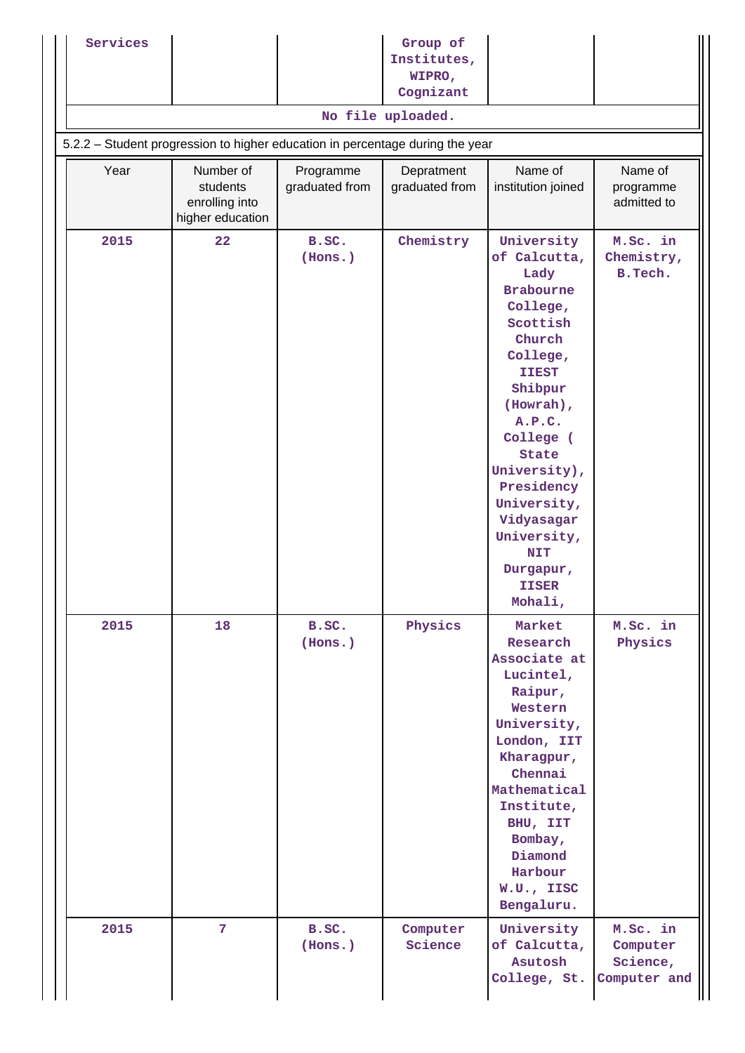| Services | | | Group of Institutes, WIPRO, Cognizant | | |
|---|---|---|---|---|---|

No file uploaded.

5.2.2 – Student progression to higher education in percentage during the year

| Year | Number of students enrolling into higher education | Programme graduated from | Depratment graduated from | Name of institution joined | Name of programme admitted to |
|---|---|---|---|---|---|
| 2015 | 22 | B.SC. (Hons.) | Chemistry | University of Calcutta, Lady Brabourne College, Scottish Church College, IIEST Shibpur (Howrah), A.P.C. College ( State University), Presidency University, Vidyasagar University, NIT Durgapur, IISER Mohali, | M.Sc. in Chemistry, B.Tech. |
| 2015 | 18 | B.SC. (Hons.) | Physics | Market Research Associate at Lucintel, Raipur, Western University, London, IIT Kharagpur, Chennai Mathematical Institute, BHU, IIT Bombay, Diamond Harbour W.U., IISC Bengaluru. | M.Sc. in Physics |
| 2015 | 7 | B.SC. (Hons.) | Computer Science | University of Calcutta, Asutosh College, St. | M.Sc. in Computer Science, Computer and |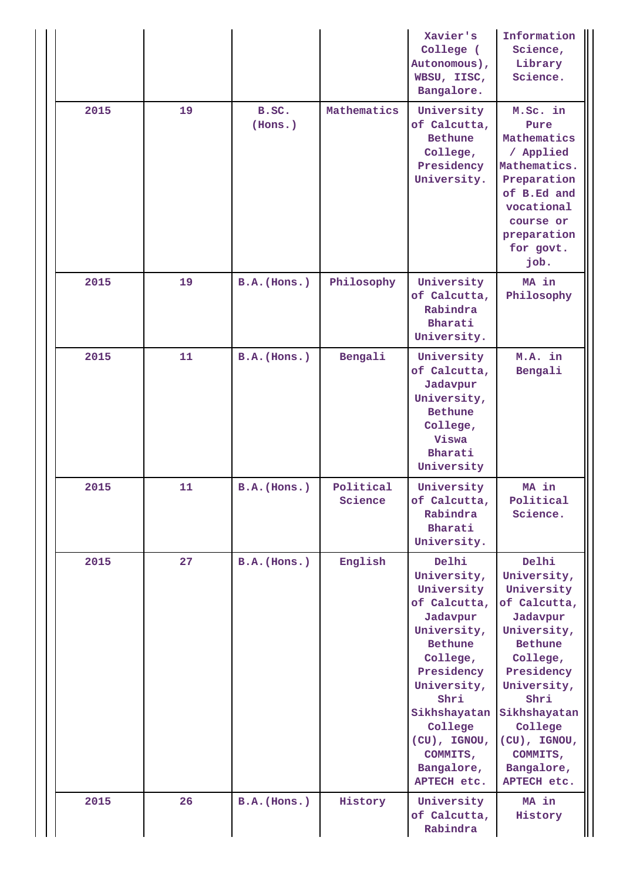| | | | | Xavier's College ( Autonomous), WBSU, IISC, Bangalore. | Information Science, Library Science. |
|---|---|---|---|---|---|
| 2015 | 19 | B.SC. (Hons.) | Mathematics | University of Calcutta, Bethune College, Presidency University. | M.Sc. in Pure Mathematics / Applied Mathematics. Preparation of B.Ed and vocational course or preparation for govt. job. |
| 2015 | 19 | B.A.(Hons.) | Philosophy | University of Calcutta, Rabindra Bharati University. | MA in Philosophy |
| 2015 | 11 | B.A.(Hons.) | Bengali | University of Calcutta, Jadavpur University, Bethune College, Viswa Bharati University | M.A. in Bengali |
| 2015 | 11 | B.A.(Hons.) | Political Science | University of Calcutta, Rabindra Bharati University. | MA in Political Science. |
| 2015 | 27 | B.A.(Hons.) | English | Delhi University, University of Calcutta, Jadavpur University, Bethune College, Presidency University, Shri Sikhshayatan College (CU), IGNOU, COMMITS, Bangalore, APTECH etc. | Delhi University, University of Calcutta, Jadavpur University, Bethune College, Presidency University, Shri Sikhshayatan College (CU), IGNOU, COMMITS, Bangalore, APTECH etc. |
| 2015 | 26 | B.A.(Hons.) | History | University of Calcutta, Rabindra | MA in History |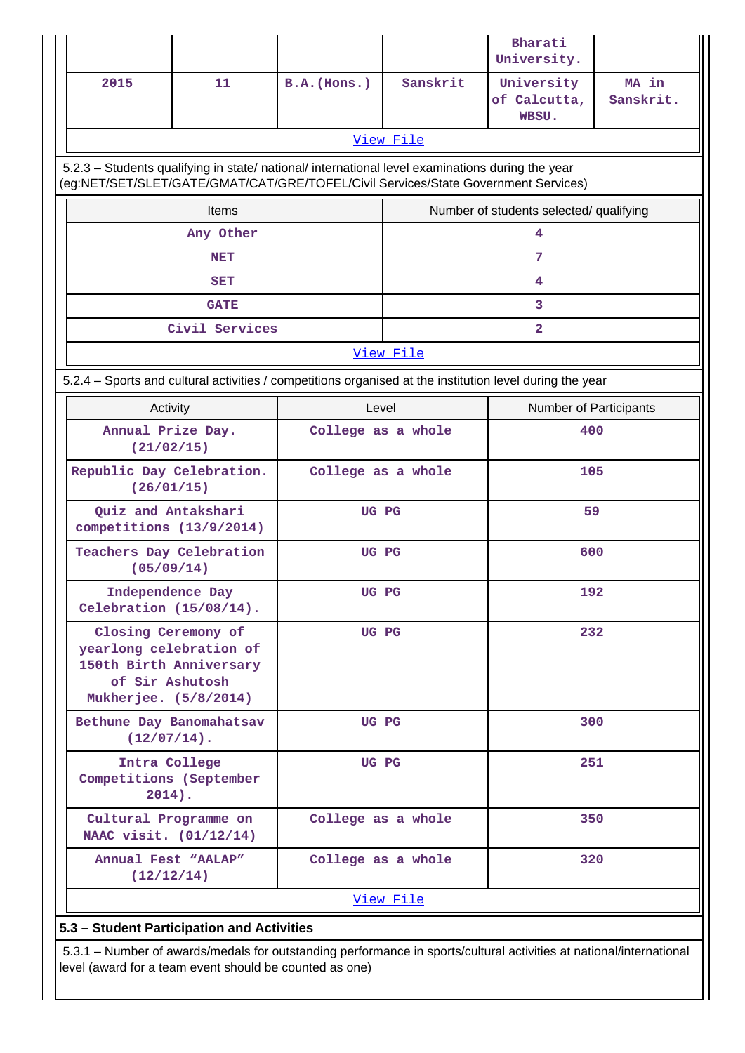| | | | | Bharati University. | |
|---|---|---|---|---|---|
| 2015 | 11 | B.A.(Hons.) | Sanskrit | University of Calcutta, WBSU. | MA in Sanskrit. |

View File

5.2.3 – Students qualifying in state/ national/ international level examinations during the year (eg:NET/SET/SLET/GATE/GMAT/CAT/GRE/TOFEL/Civil Services/State Government Services)

| Items | Number of students selected/ qualifying |
|---|---|
| Any Other | 4 |
| NET | 7 |
| SET | 4 |
| GATE | 3 |
| Civil Services | 2 |

View File

5.2.4 – Sports and cultural activities / competitions organised at the institution level during the year

| Activity | Level | Number of Participants |
|---|---|---|
| Annual Prize Day. (21/02/15) | College as a whole | 400 |
| Republic Day Celebration. (26/01/15) | College as a whole | 105 |
| Quiz and Antakshari competitions (13/9/2014) | UG PG | 59 |
| Teachers Day Celebration (05/09/14) | UG PG | 600 |
| Independence Day Celebration (15/08/14). | UG PG | 192 |
| Closing Ceremony of yearlong celebration of 150th Birth Anniversary of Sir Ashutosh Mukherjee. (5/8/2014) | UG PG | 232 |
| Bethune Day Banomahatsav (12/07/14). | UG PG | 300 |
| Intra College Competitions (September 2014). | UG PG | 251 |
| Cultural Programme on NAAC visit. (01/12/14) | College as a whole | 350 |
| Annual Fest "AALAP" (12/12/14) | College as a whole | 320 |

View File

## 5.3 – Student Participation and Activities

5.3.1 – Number of awards/medals for outstanding performance in sports/cultural activities at national/international level (award for a team event should be counted as one)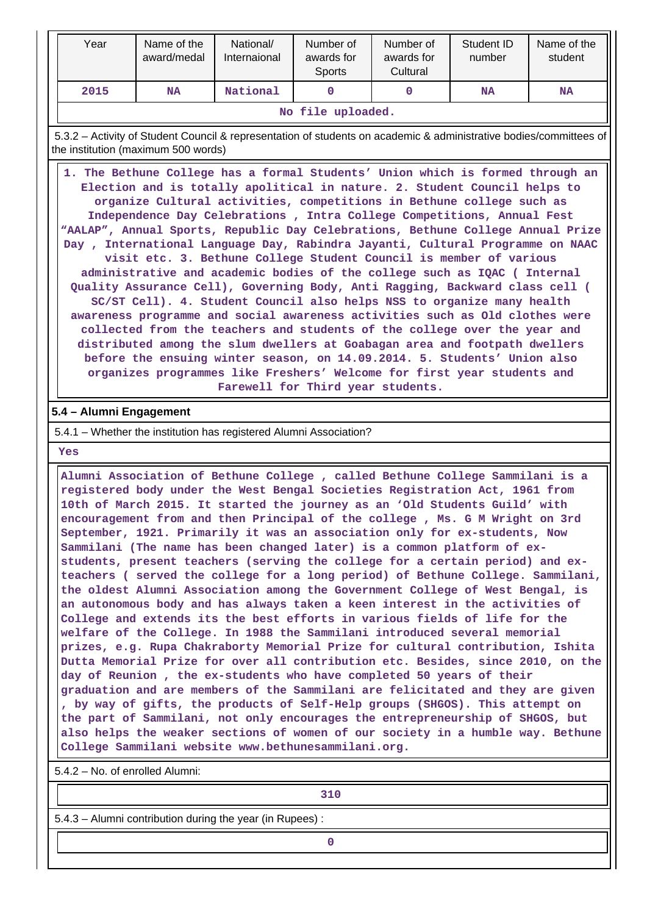| Year | Name of the award/medal | National/ Internaional | Number of awards for Sports | Number of awards for Cultural | Student ID number | Name of the student |
|---|---|---|---|---|---|---|
| 2015 | NA | National | 0 | 0 | NA | NA |

No file uploaded.

5.3.2 – Activity of Student Council & representation of students on academic & administrative bodies/committees of the institution (maximum 500 words)

1. The Bethune College has a formal Students' Union which is formed through an Election and is totally apolitical in nature. 2. Student Council helps to organize Cultural activities, competitions in Bethune college such as Independence Day Celebrations , Intra College Competitions, Annual Fest "AALAP", Annual Sports, Republic Day Celebrations, Bethune College Annual Prize Day , International Language Day, Rabindra Jayanti, Cultural Programme on NAAC visit etc. 3. Bethune College Student Council is member of various administrative and academic bodies of the college such as IQAC ( Internal Quality Assurance Cell), Governing Body, Anti Ragging, Backward class cell ( SC/ST Cell). 4. Student Council also helps NSS to organize many health awareness programme and social awareness activities such as Old clothes were collected from the teachers and students of the college over the year and distributed among the slum dwellers at Goabagan area and footpath dwellers before the ensuing winter season, on 14.09.2014. 5. Students' Union also organizes programmes like Freshers' Welcome for first year students and Farewell for Third year students.

### 5.4 – Alumni Engagement

5.4.1 – Whether the institution has registered Alumni Association?

Yes

Alumni Association of Bethune College , called Bethune College Sammilani is a registered body under the West Bengal Societies Registration Act, 1961 from 10th of March 2015. It started the journey as an 'Old Students Guild' with encouragement from and then Principal of the college , Ms. G M Wright on 3rd September, 1921. Primarily it was an association only for ex-students, Now Sammilani (The name has been changed later) is a common platform of ex-students, present teachers (serving the college for a certain period) and ex-teachers ( served the college for a long period) of Bethune College. Sammilani, the oldest Alumni Association among the Government College of West Bengal, is an autonomous body and has always taken a keen interest in the activities of College and extends its the best efforts in various fields of life for the welfare of the College. In 1988 the Sammilani introduced several memorial prizes, e.g. Rupa Chakraborty Memorial Prize for cultural contribution, Ishita Dutta Memorial Prize for over all contribution etc. Besides, since 2010, on the day of Reunion , the ex-students who have completed 50 years of their graduation and are members of the Sammilani are felicitated and they are given , by way of gifts, the products of Self-Help groups (SHGOS). This attempt on the part of Sammilani, not only encourages the entrepreneurship of SHGOS, but also helps the weaker sections of women of our society in a humble way. Bethune College Sammilani website www.bethunesammilani.org.

5.4.2 – No. of enrolled Alumni:

310

5.4.3 – Alumni contribution during the year (in Rupees) :

0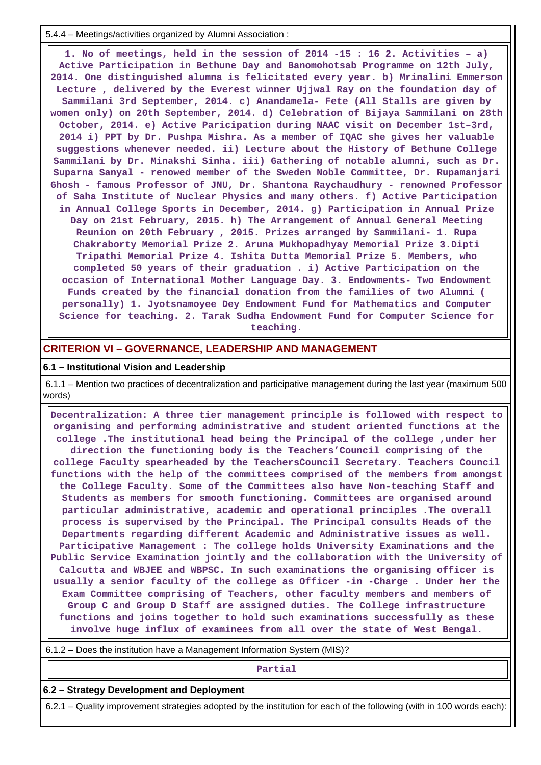5.4.4 – Meetings/activities organized by Alumni Association :

**1. No of meetings, held in the session of 2014 -15 : 16 2. Activities – a) Active Participation in Bethune Day and Banomohotsab Programme on 12th July, 2014. One distinguished alumna is felicitated every year. b) Mrinalini Emmerson Lecture , delivered by the Everest winner Ujjwal Ray on the foundation day of Sammilani 3rd September, 2014. c) Anandamela- Fete (All Stalls are given by women only) on 20th September, 2014. d) Celebration of Bijaya Sammilani on 28th October, 2014. e) Active Paricipation during NAAC visit on December 1st–3rd, 2014 i) PPT by Dr. Pushpa Mishra. As a member of IQAC she gives her valuable suggestions whenever needed. ii) Lecture about the History of Bethune College Sammilani by Dr. Minakshi Sinha. iii) Gathering of notable alumni, such as Dr. Suparna Sanyal - renowed member of the Sweden Noble Committee, Dr. Rupamanjari Ghosh - famous Professor of JNU, Dr. Shantona Raychaudhury - renowned Professor of Saha Institute of Nuclear Physics and many others. f) Active Participation in Annual College Sports in December, 2014. g) Participation in Annual Prize Day on 21st February, 2015. h) The Arrangement of Annual General Meeting Reunion on 20th February , 2015. Prizes arranged by Sammilani- 1. Rupa Chakraborty Memorial Prize 2. Aruna Mukhopadhyay Memorial Prize 3.Dipti Tripathi Memorial Prize 4. Ishita Dutta Memorial Prize 5. Members, who completed 50 years of their graduation . i) Active Participation on the occasion of International Mother Language Day. 3. Endowments- Two Endowment Funds created by the financial donation from the families of two Alumni ( personally) 1. Jyotsnamoyee Dey Endowment Fund for Mathematics and Computer Science for teaching. 2. Tarak Sudha Endowment Fund for Computer Science for teaching.**

## CRITERION VI – GOVERNANCE, LEADERSHIP AND MANAGEMENT

### 6.1 – Institutional Vision and Leadership

6.1.1 – Mention two practices of decentralization and participative management during the last year (maximum 500 words)

**Decentralization: A three tier management principle is followed with respect to organising and performing administrative and student oriented functions at the college .The institutional head being the Principal of the college ,under her direction the functioning body is the Teachers'Council comprising of the college Faculty spearheaded by the TeachersCouncil Secretary. Teachers Council functions with the help of the committees comprised of the members from amongst the College Faculty. Some of the Committees also have Non-teaching Staff and Students as members for smooth functioning. Committees are organised around particular administrative, academic and operational principles .The overall process is supervised by the Principal. The Principal consults Heads of the Departments regarding different Academic and Administrative issues as well. Participative Management : The college holds University Examinations and the Public Service Examination jointly and the collaboration with the University of Calcutta and WBJEE and WBPSC. In such examinations the organising officer is usually a senior faculty of the college as Officer -in -Charge . Under her the Exam Committee comprising of Teachers, other faculty members and members of Group C and Group D Staff are assigned duties. The College infrastructure functions and joins together to hold such examinations successfully as these involve huge influx of examinees from all over the state of West Bengal.**

6.1.2 – Does the institution have a Management Information System (MIS)?

**Partial**

### 6.2 – Strategy Development and Deployment

6.2.1 – Quality improvement strategies adopted by the institution for each of the following (with in 100 words each):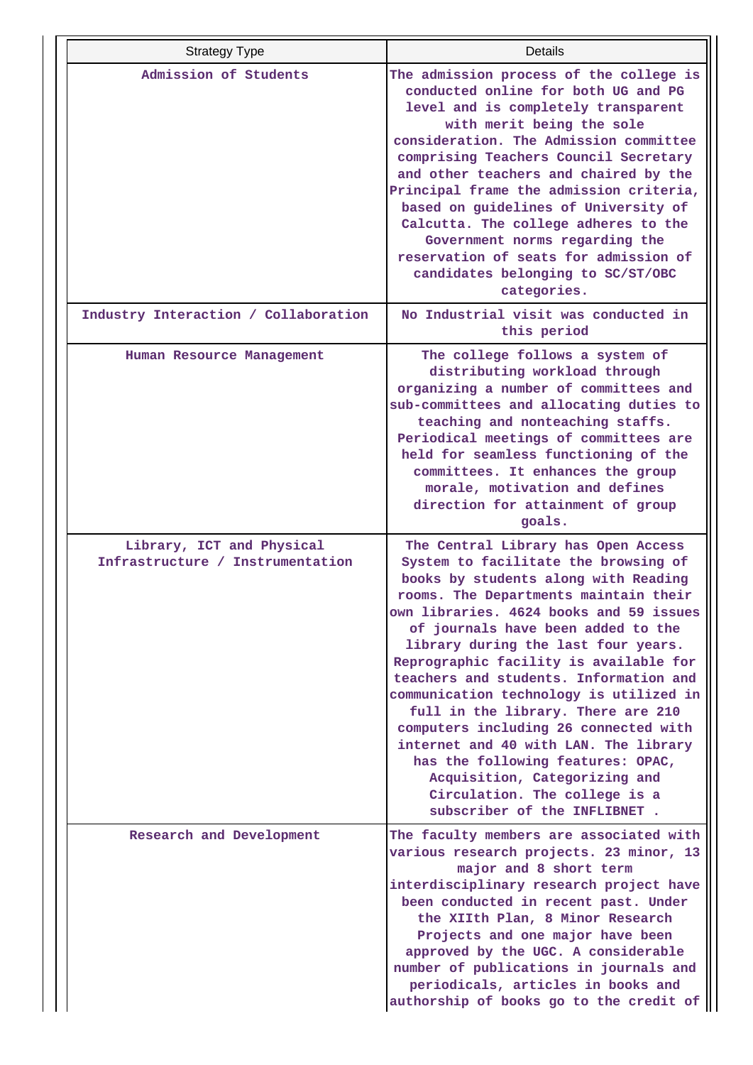| Strategy Type | Details |
|---|---|
| Admission of Students | The admission process of the college is conducted online for both UG and PG level and is completely transparent with merit being the sole consideration. The Admission committee comprising Teachers Council Secretary and other teachers and chaired by the Principal frame the admission criteria, based on guidelines of University of Calcutta. The college adheres to the Government norms regarding the reservation of seats for admission of candidates belonging to SC/ST/OBC categories. |
| Industry Interaction / Collaboration | No Industrial visit was conducted in this period |
| Human Resource Management | The college follows a system of distributing workload through organizing a number of committees and sub-committees and allocating duties to teaching and nonteaching staffs. Periodical meetings of committees are held for seamless functioning of the committees. It enhances the group morale, motivation and defines direction for attainment of group goals. |
| Library, ICT and Physical Infrastructure / Instrumentation | The Central Library has Open Access System to facilitate the browsing of books by students along with Reading rooms. The Departments maintain their own libraries. 4624 books and 59 issues of journals have been added to the library during the last four years. Reprographic facility is available for teachers and students. Information and communication technology is utilized in full in the library. There are 210 computers including 26 connected with internet and 40 with LAN. The library has the following features: OPAC, Acquisition, Categorizing and Circulation. The college is a subscriber of the INFLIBNET . |
| Research and Development | The faculty members are associated with various research projects. 23 minor, 13 major and 8 short term interdisciplinary research project have been conducted in recent past. Under the XIIth Plan, 8 Minor Research Projects and one major have been approved by the UGC. A considerable number of publications in journals and periodicals, articles in books and authorship of books go to the credit of |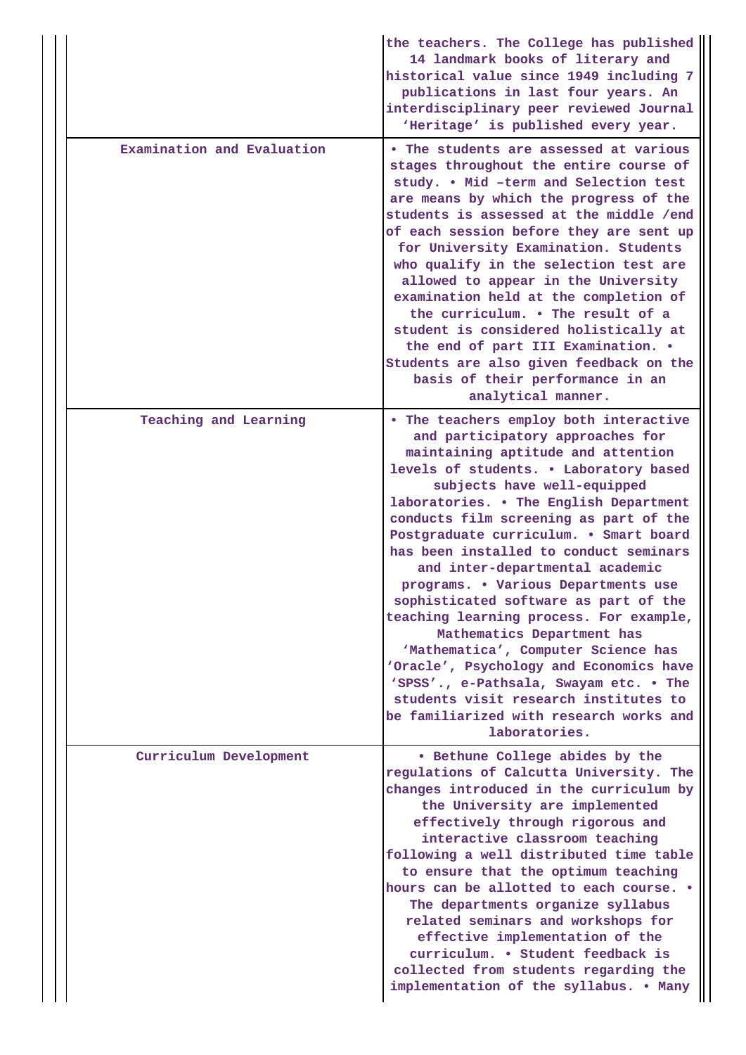|  |  |
|---|---|
|  | the teachers. The College has published 14 landmark books of literary and historical value since 1949 including 7 publications in last four years. An interdisciplinary peer reviewed Journal 'Heritage' is published every year. |
| Examination and Evaluation | • The students are assessed at various stages throughout the entire course of study. • Mid –term and Selection test are means by which the progress of the students is assessed at the middle /end of each session before they are sent up for University Examination. Students who qualify in the selection test are allowed to appear in the University examination held at the completion of the curriculum. • The result of a student is considered holistically at the end of part III Examination. • Students are also given feedback on the basis of their performance in an analytical manner. |
| Teaching and Learning | • The teachers employ both interactive and participatory approaches for maintaining aptitude and attention levels of students. • Laboratory based subjects have well-equipped laboratories. • The English Department conducts film screening as part of the Postgraduate curriculum. • Smart board has been installed to conduct seminars and inter-departmental academic programs. • Various Departments use sophisticated software as part of the teaching learning process. For example, Mathematics Department has 'Mathematica', Computer Science has 'Oracle', Psychology and Economics have 'SPSS'., e-Pathsala, Swayam etc. • The students visit research institutes to be familiarized with research works and laboratories. |
| Curriculum Development | • Bethune College abides by the regulations of Calcutta University. The changes introduced in the curriculum by the University are implemented effectively through rigorous and interactive classroom teaching following a well distributed time table to ensure that the optimum teaching hours can be allotted to each course. • The departments organize syllabus related seminars and workshops for effective implementation of the curriculum. • Student feedback is collected from students regarding the implementation of the syllabus. • Many |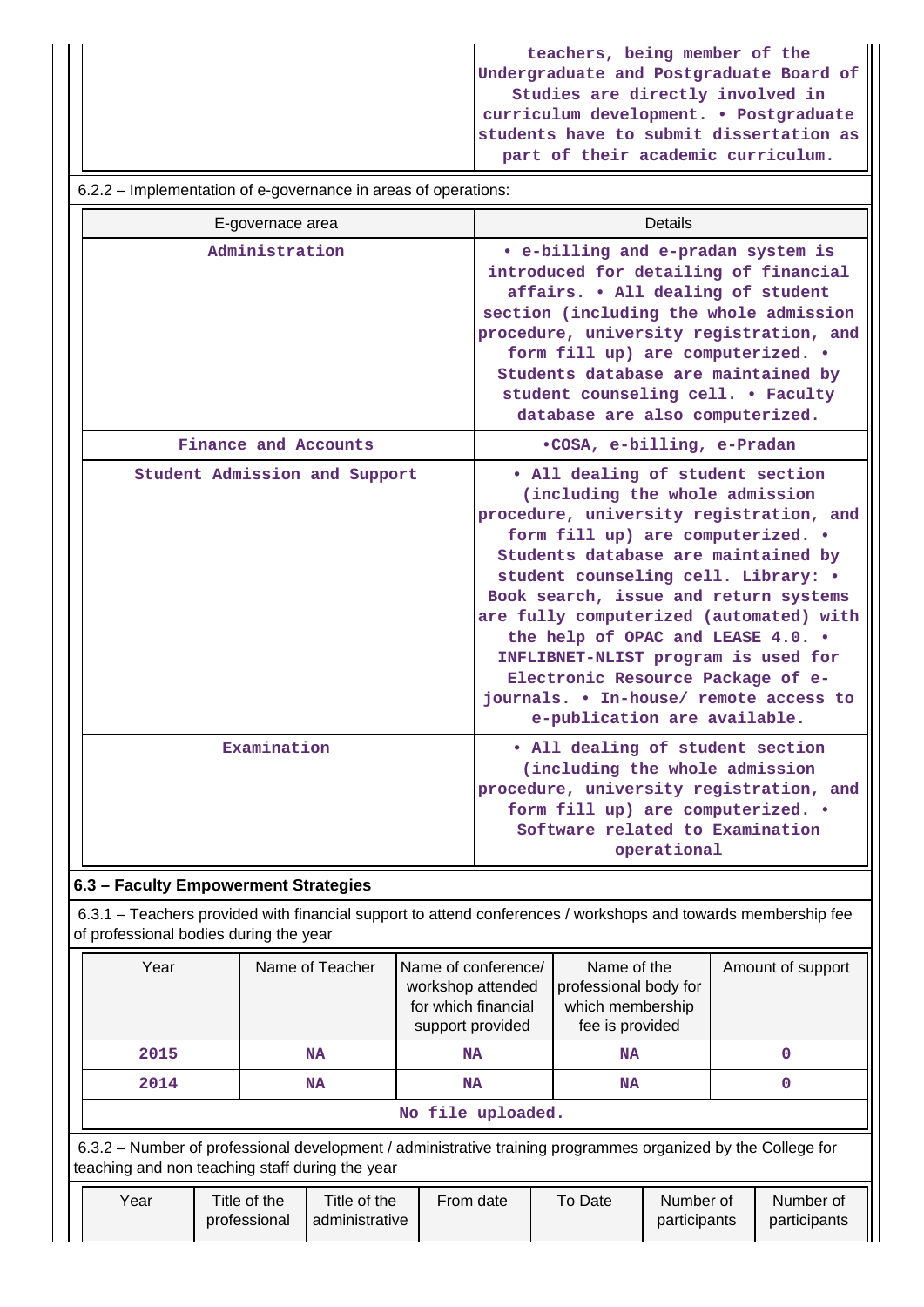| | |
|---|---|
| | teachers, being member of the Undergraduate and Postgraduate Board of Studies are directly involved in curriculum development. • Postgraduate students have to submit dissertation as part of their academic curriculum. |

6.2.2 – Implementation of e-governance in areas of operations:

| E-governance area | Details |
|---|---|
| Administration | • e-billing and e-pradan system is introduced for detailing of financial affairs. • All dealing of student section (including the whole admission procedure, university registration, and form fill up) are computerized. • Students database are maintained by student counseling cell. • Faculty database are also computerized. |
| Finance and Accounts | •COSA, e-billing, e-Pradan |
| Student Admission and Support | • All dealing of student section (including the whole admission procedure, university registration, and form fill up) are computerized. • Students database are maintained by student counseling cell. Library: • Book search, issue and return systems are fully computerized (automated) with the help of OPAC and LEASE 4.0. • INFLIBNET-NLIST program is used for Electronic Resource Package of e-journals. • In-house/ remote access to e-publication are available. |
| Examination | • All dealing of student section (including the whole admission procedure, university registration, and form fill up) are computerized. • Software related to Examination operational |

**6.3 – Faculty Empowerment Strategies**

6.3.1 – Teachers provided with financial support to attend conferences / workshops and towards membership fee of professional bodies during the year

| Year | Name of Teacher | Name of conference/ workshop attended for which financial support provided | Name of the professional body for which membership fee is provided | Amount of support |
|---|---|---|---|---|
| 2015 | NA | NA | NA | 0 |
| 2014 | NA | NA | NA | 0 |
| No file uploaded. | | | | |

6.3.2 – Number of professional development / administrative training programmes organized by the College for teaching and non teaching staff during the year

| Year | Title of the professional | Title of the administrative | From date | To Date | Number of participants | Number of participants |
|---|---|---|---|---|---|---|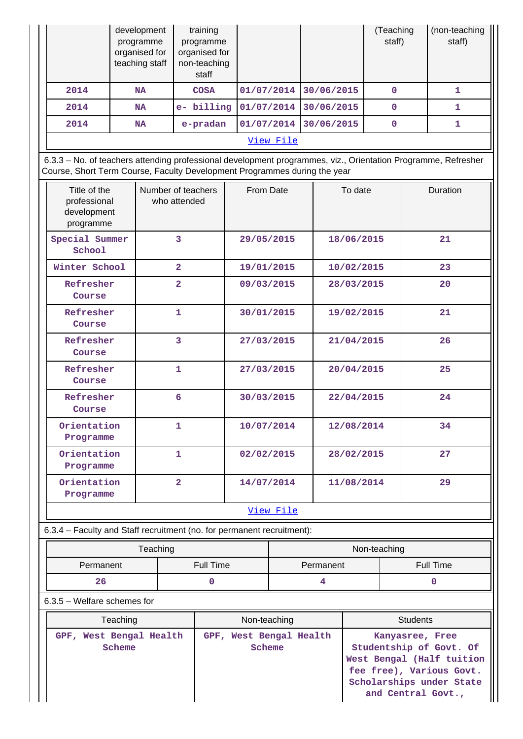| | development programme organised for teaching staff | training programme organised for non-teaching staff | | | (Teaching staff) | (non-teaching staff) |
|---|---|---|---|---|---|---|
| 2014 | NA | COSA | 01/07/2014 | 30/06/2015 | 0 | 1 |
| 2014 | NA | e- billing | 01/07/2014 | 30/06/2015 | 0 | 1 |
| 2014 | NA | e-pradan | 01/07/2014 | 30/06/2015 | 0 | 1 |

View File

6.3.3 – No. of teachers attending professional development programmes, viz., Orientation Programme, Refresher Course, Short Term Course, Faculty Development Programmes during the year

| Title of the professional development programme | Number of teachers who attended | From Date | To date | Duration |
|---|---|---|---|---|
| Special Summer School | 3 | 29/05/2015 | 18/06/2015 | 21 |
| Winter School | 2 | 19/01/2015 | 10/02/2015 | 23 |
| Refresher Course | 2 | 09/03/2015 | 28/03/2015 | 20 |
| Refresher Course | 1 | 30/01/2015 | 19/02/2015 | 21 |
| Refresher Course | 3 | 27/03/2015 | 21/04/2015 | 26 |
| Refresher Course | 1 | 27/03/2015 | 20/04/2015 | 25 |
| Refresher Course | 6 | 30/03/2015 | 22/04/2015 | 24 |
| Orientation Programme | 1 | 10/07/2014 | 12/08/2014 | 34 |
| Orientation Programme | 1 | 02/02/2015 | 28/02/2015 | 27 |
| Orientation Programme | 2 | 14/07/2014 | 11/08/2014 | 29 |

View File

6.3.4 – Faculty and Staff recruitment (no. for permanent recruitment):

| Teaching | | Non-teaching | |
|---|---|---|---|
| Permanent | Full Time | Permanent | Full Time |
| 26 | 0 | 4 | 0 |

6.3.5 – Welfare schemes for

| Teaching | Non-teaching | Students |
|---|---|---|
| GPF, West Bengal Health Scheme | GPF, West Bengal Health Scheme | Kanyasree, Free Studentship of Govt. Of West Bengal (Half tuition fee free), Various Govt. Scholarships under State and Central Govt., |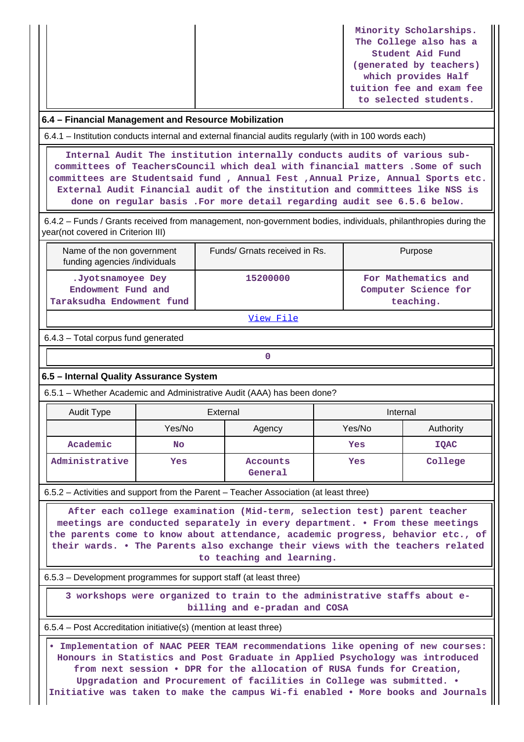| | | Minority Scholarships. The College also has a Student Aid Fund (generated by teachers) which provides Half tuition fee and exam fee to selected students. |
|---|---|---|

## 6.4 – Financial Management and Resource Mobilization

6.4.1 – Institution conducts internal and external financial audits regularly (with in 100 words each)

Internal Audit The institution internally conducts audits of various sub-committees of TeachersCouncil which deal with financial matters .Some of such committees are Studentsaid fund , Annual Fest ,Annual Prize, Annual Sports etc. External Audit Financial audit of the institution and committees like NSS is done on regular basis .For more detail regarding audit see 6.5.6 below.

6.4.2 – Funds / Grants received from management, non-government bodies, individuals, philanthropies during the year(not covered in Criterion III)

| Name of the non government funding agencies /individuals | Funds/ Grnats received in Rs. | Purpose |
|---|---|---|
| .Jyotsnamoyee Dey Endowment Fund and Taraksudha Endowment fund | 15200000 | For Mathematics and Computer Science for teaching. |

View File

6.4.3 – Total corpus fund generated

0

## 6.5 – Internal Quality Assurance System

6.5.1 – Whether Academic and Administrative Audit (AAA) has been done?

| Audit Type | External | | Internal | |
|---|---|---|---|---|
| | Yes/No | Agency | Yes/No | Authority |
| Academic | No | | Yes | IQAC |
| Administrative | Yes | Accounts General | Yes | College |

6.5.2 – Activities and support from the Parent – Teacher Association (at least three)

After each college examination (Mid-term, selection test) parent teacher meetings are conducted separately in every department. • From these meetings the parents come to know about attendance, academic progress, behavior etc., of their wards. • The Parents also exchange their views with the teachers related to teaching and learning.

6.5.3 – Development programmes for support staff (at least three)

3 workshops were organized to train to the administrative staffs about e-billing and e-pradan and COSA

6.5.4 – Post Accreditation initiative(s) (mention at least three)

• Implementation of NAAC PEER TEAM recommendations like opening of new courses: Honours in Statistics and Post Graduate in Applied Psychology was introduced from next session • DPR for the allocation of RUSA funds for Creation, Upgradation and Procurement of facilities in College was submitted. • Initiative was taken to make the campus Wi-fi enabled • More books and Journals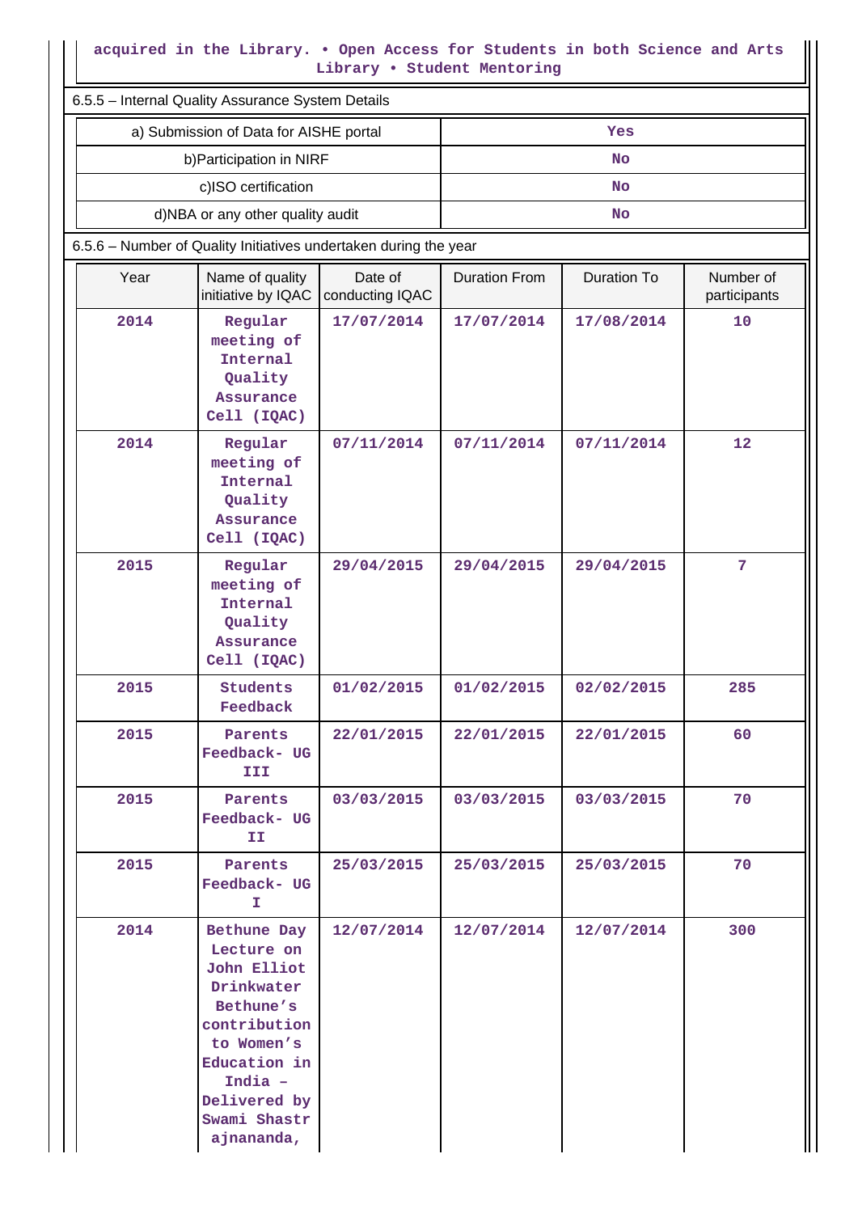acquired in the Library. • Open Access for Students in both Science and Arts Library • Student Mentoring

6.5.5 – Internal Quality Assurance System Details

| | |
|---|---|
| a) Submission of Data for AISHE portal | Yes |
| b)Participation in NIRF | No |
| c)ISO certification | No |
| d)NBA or any other quality audit | No |

6.5.6 – Number of Quality Initiatives undertaken during the year

| Year | Name of quality initiative by IQAC | Date of conducting IQAC | Duration From | Duration To | Number of participants |
|---|---|---|---|---|---|
| 2014 | Regular meeting of Internal Quality Assurance Cell (IQAC) | 17/07/2014 | 17/07/2014 | 17/08/2014 | 10 |
| 2014 | Regular meeting of Internal Quality Assurance Cell (IQAC) | 07/11/2014 | 07/11/2014 | 07/11/2014 | 12 |
| 2015 | Regular meeting of Internal Quality Assurance Cell (IQAC) | 29/04/2015 | 29/04/2015 | 29/04/2015 | 7 |
| 2015 | Students Feedback | 01/02/2015 | 01/02/2015 | 02/02/2015 | 285 |
| 2015 | Parents Feedback- UG III | 22/01/2015 | 22/01/2015 | 22/01/2015 | 60 |
| 2015 | Parents Feedback- UG II | 03/03/2015 | 03/03/2015 | 03/03/2015 | 70 |
| 2015 | Parents Feedback- UG I | 25/03/2015 | 25/03/2015 | 25/03/2015 | 70 |
| 2014 | Bethune Day Lecture on John Elliot Drinkwater Bethune's contribution to Women's Education in India – Delivered by Swami Shastrajnananda, | 12/07/2014 | 12/07/2014 | 12/07/2014 | 300 |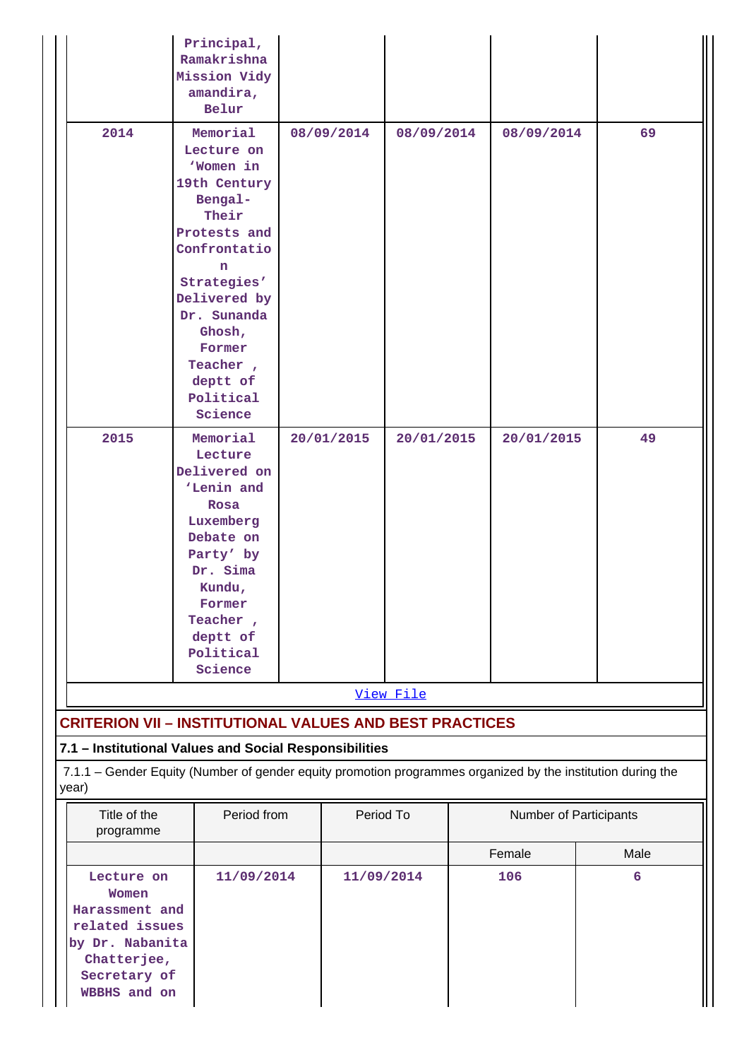| | | | | | |
|---|---|---|---|---|---|
| | Principal, Ramakrishna Mission Vidyamandira, Belur | | | | |
| 2014 | Memorial Lecture on 'Women in 19th Century Bengal- Their Protests and Confrontation Strategies' Delivered by Dr. Sunanda Ghosh, Former Teacher , deptt of Political Science | 08/09/2014 | 08/09/2014 | 08/09/2014 | 69 |
| 2015 | Memorial Lecture Delivered on 'Lenin and Rosa Luxemberg Debate on Party' by Dr. Sima Kundu, Former Teacher , deptt of Political Science | 20/01/2015 | 20/01/2015 | 20/01/2015 | 49 |

View File

## CRITERION VII – INSTITUTIONAL VALUES AND BEST PRACTICES

### 7.1 – Institutional Values and Social Responsibilities

7.1.1 – Gender Equity (Number of gender equity promotion programmes organized by the institution during the year)

| Title of the programme | Period from | Period To | Number of Participants | |
|---|---|---|---|---|
| | | | Female | Male |
| Lecture on Women Harassment and related issues by Dr. Nabanita Chatterjee, Secretary of WBBHS and on | 11/09/2014 | 11/09/2014 | 106 | 6 |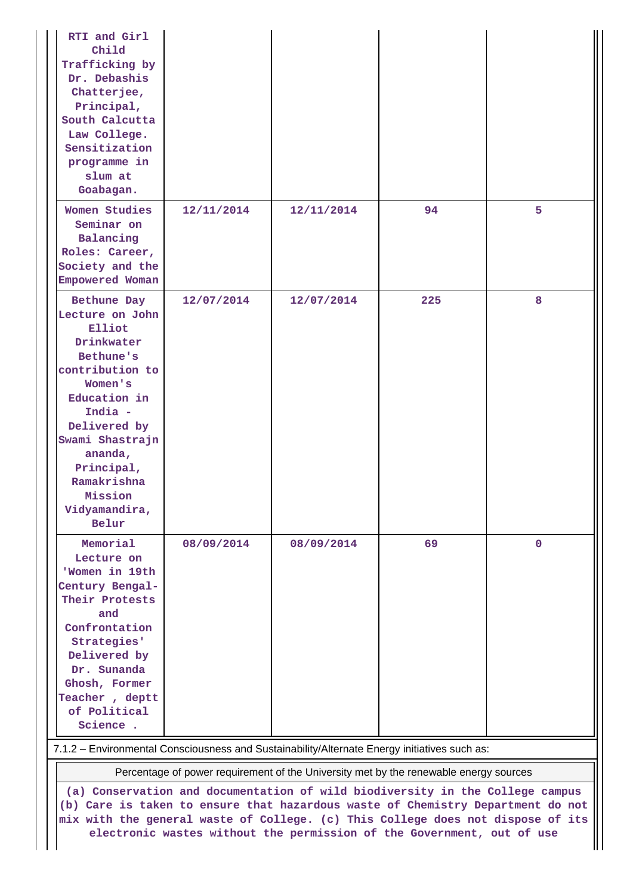| | | | | |
|---|---|---|---|---|
| RTI and Girl Child Trafficking by Dr. Debashis Chatterjee, Principal, South Calcutta Law College. Sensitization programme in slum at Goabagan. | | | | |
| Women Studies Seminar on Balancing Roles: Career, Society and the Empowered Woman | 12/11/2014 | 12/11/2014 | 94 | 5 |
| Bethune Day Lecture on John Elliot Drinkwater Bethune's contribution to Women's Education in India - Delivered by Swami Shastrajnananda, Principal, Ramakrishna Mission Vidyamandira, Belur | 12/07/2014 | 12/07/2014 | 225 | 8 |
| Memorial Lecture on 'Women in 19th Century Bengal- Their Protests and Confrontation Strategies' Delivered by Dr. Sunanda Ghosh, Former Teacher , deptt of Political Science . | 08/09/2014 | 08/09/2014 | 69 | 0 |

7.1.2 – Environmental Consciousness and Sustainability/Alternate Energy initiatives such as:

| Percentage of power requirement of the University met by the renewable energy sources |
|---|
| (a) Conservation and documentation of wild biodiversity in the College campus (b) Care is taken to ensure that hazardous waste of Chemistry Department do not mix with the general waste of College. (c) This College does not dispose of its electronic wastes without the permission of the Government, out of use |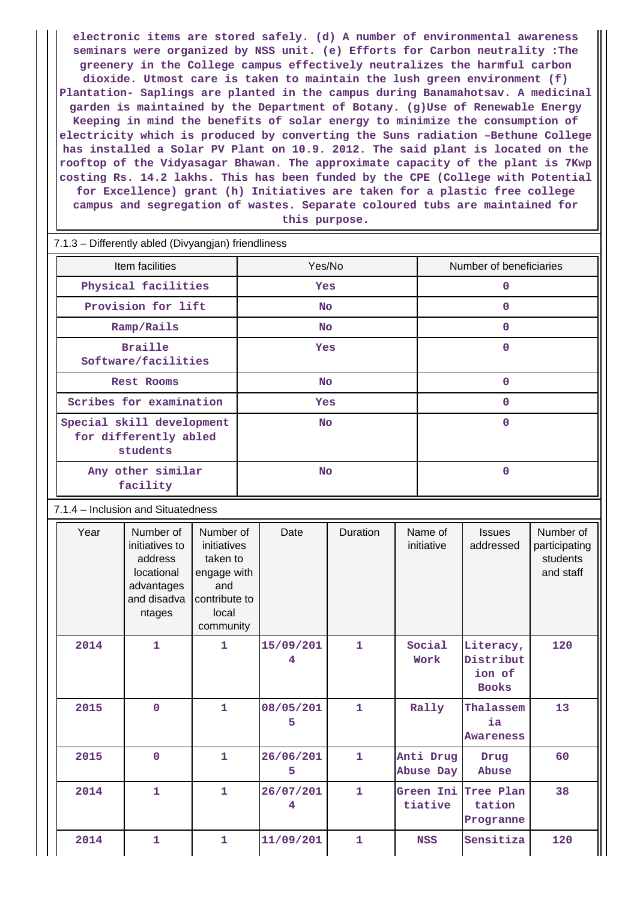electronic items are stored safely. (d) A number of environmental awareness seminars were organized by NSS unit. (e) Efforts for Carbon neutrality :The greenery in the College campus effectively neutralizes the harmful carbon dioxide. Utmost care is taken to maintain the lush green environment (f) Plantation- Saplings are planted in the campus during Banamahotsav. A medicinal garden is maintained by the Department of Botany. (g)Use of Renewable Energy Keeping in mind the benefits of solar energy to minimize the consumption of electricity which is produced by converting the Suns radiation –Bethune College has installed a Solar PV Plant on 10.9. 2012. The said plant is located on the rooftop of the Vidyasagar Bhawan. The approximate capacity of the plant is 7Kwp costing Rs. 14.2 lakhs. This has been funded by the CPE (College with Potential for Excellence) grant (h) Initiatives are taken for a plastic free college campus and segregation of wastes. Separate coloured tubs are maintained for this purpose.

7.1.3 – Differently abled (Divyangjan) friendliness

| Item facilities | Yes/No | Number of beneficiaries |
|---|---|---|
| Physical facilities | Yes | 0 |
| Provision for lift | No | 0 |
| Ramp/Rails | No | 0 |
| Braille Software/facilities | Yes | 0 |
| Rest Rooms | No | 0 |
| Scribes for examination | Yes | 0 |
| Special skill development for differently abled students | No | 0 |
| Any other similar facility | No | 0 |

7.1.4 – Inclusion and Situatedness

| Year | Number of initiatives to address locational advantages and disadvantages | Number of initiatives taken to engage with and contribute to local community | Date | Duration | Name of initiative | Issues addressed | Number of participating students and staff |
|---|---|---|---|---|---|---|---|
| 2014 | 1 | 1 | 15/09/2014 | 1 | Social Work | Literacy, Distribution of Books | 120 |
| 2015 | 0 | 1 | 08/05/2015 | 1 | Rally | Thalassemia Awareness | 13 |
| 2015 | 0 | 1 | 26/06/2015 | 1 | Anti Drug Abuse Day | Drug Abuse | 60 |
| 2014 | 1 | 1 | 26/07/2014 | 1 | Green Initiative | Tree Plantation Progranne | 38 |
| 2014 | 1 | 1 | 11/09/201 | 1 | NSS | Sensitiza | 120 |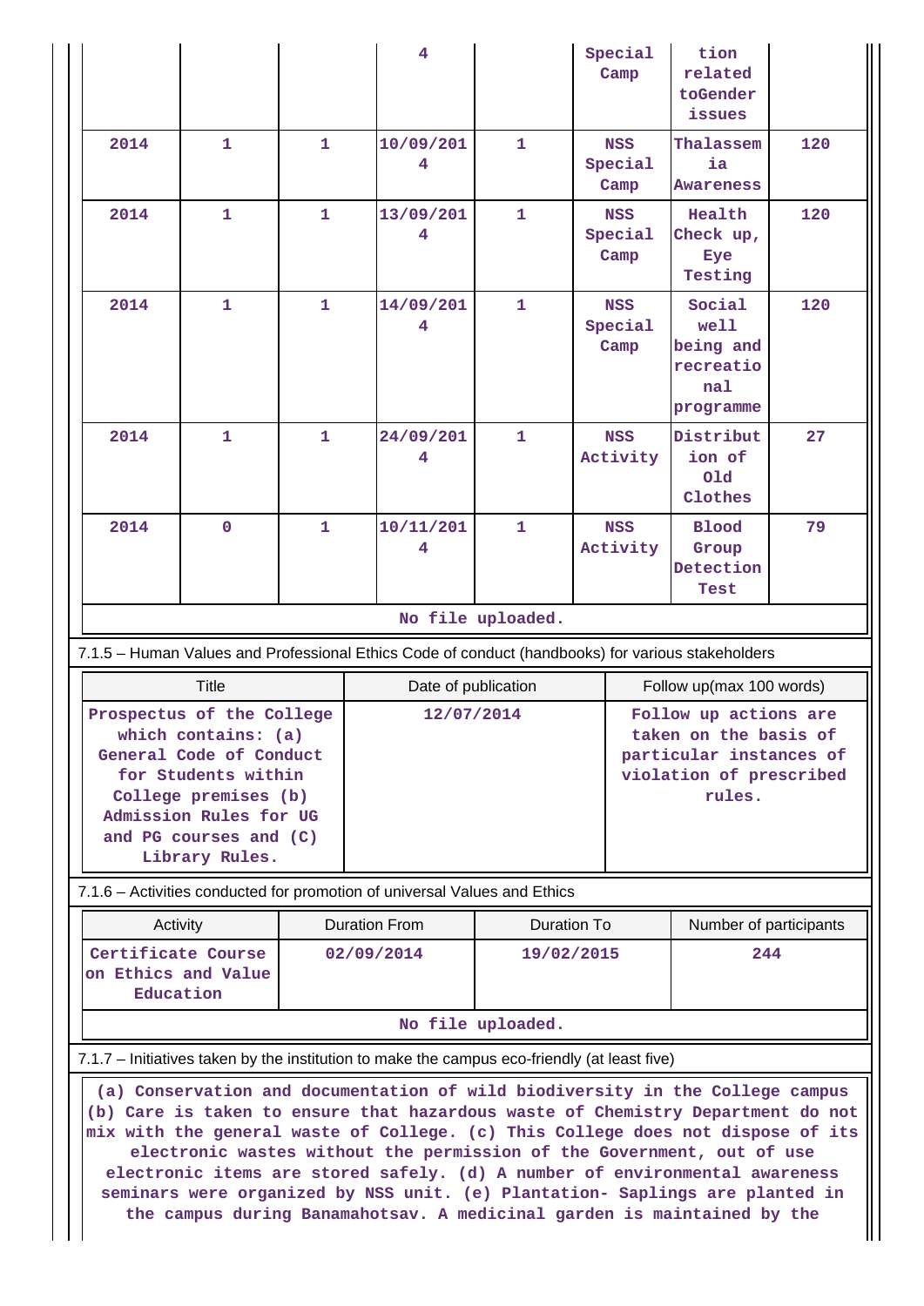|  |  |  | 4 |  | Special Camp | tion related toGender issues |  |
|---|---|---|---|---|---|---|---|
| 2014 | 1 | 1 | 10/09/2014 | 1 | NSS Special Camp | Thalassemia Awareness | 120 |
| 2014 | 1 | 1 | 13/09/2014 | 1 | NSS Special Camp | Health Check up, Eye Testing | 120 |
| 2014 | 1 | 1 | 14/09/2014 | 1 | NSS Special Camp | Social well being and recreational programme | 120 |
| 2014 | 1 | 1 | 24/09/2014 | 1 | NSS Activity | Distribution of Old Clothes | 27 |
| 2014 | 0 | 1 | 10/11/2014 | 1 | NSS Activity | Blood Group Detection Test | 79 |

No file uploaded.

7.1.5 – Human Values and Professional Ethics Code of conduct (handbooks) for various stakeholders

| Title | Date of publication | Follow up(max 100 words) |
|---|---|---|
| Prospectus of the College which contains: (a) General Code of Conduct for Students within College premises (b) Admission Rules for UG and PG courses and (C) Library Rules. | 12/07/2014 | Follow up actions are taken on the basis of particular instances of violation of prescribed rules. |

7.1.6 – Activities conducted for promotion of universal Values and Ethics

| Activity | Duration From | Duration To | Number of participants |
|---|---|---|---|
| Certificate Course on Ethics and Value Education | 02/09/2014 | 19/02/2015 | 244 |

No file uploaded.

7.1.7 – Initiatives taken by the institution to make the campus eco-friendly (at least five)

(a) Conservation and documentation of wild biodiversity in the College campus (b) Care is taken to ensure that hazardous waste of Chemistry Department do not mix with the general waste of College. (c) This College does not dispose of its electronic wastes without the permission of the Government, out of use electronic items are stored safely. (d) A number of environmental awareness seminars were organized by NSS unit. (e) Plantation- Saplings are planted in the campus during Banamahotsav. A medicinal garden is maintained by the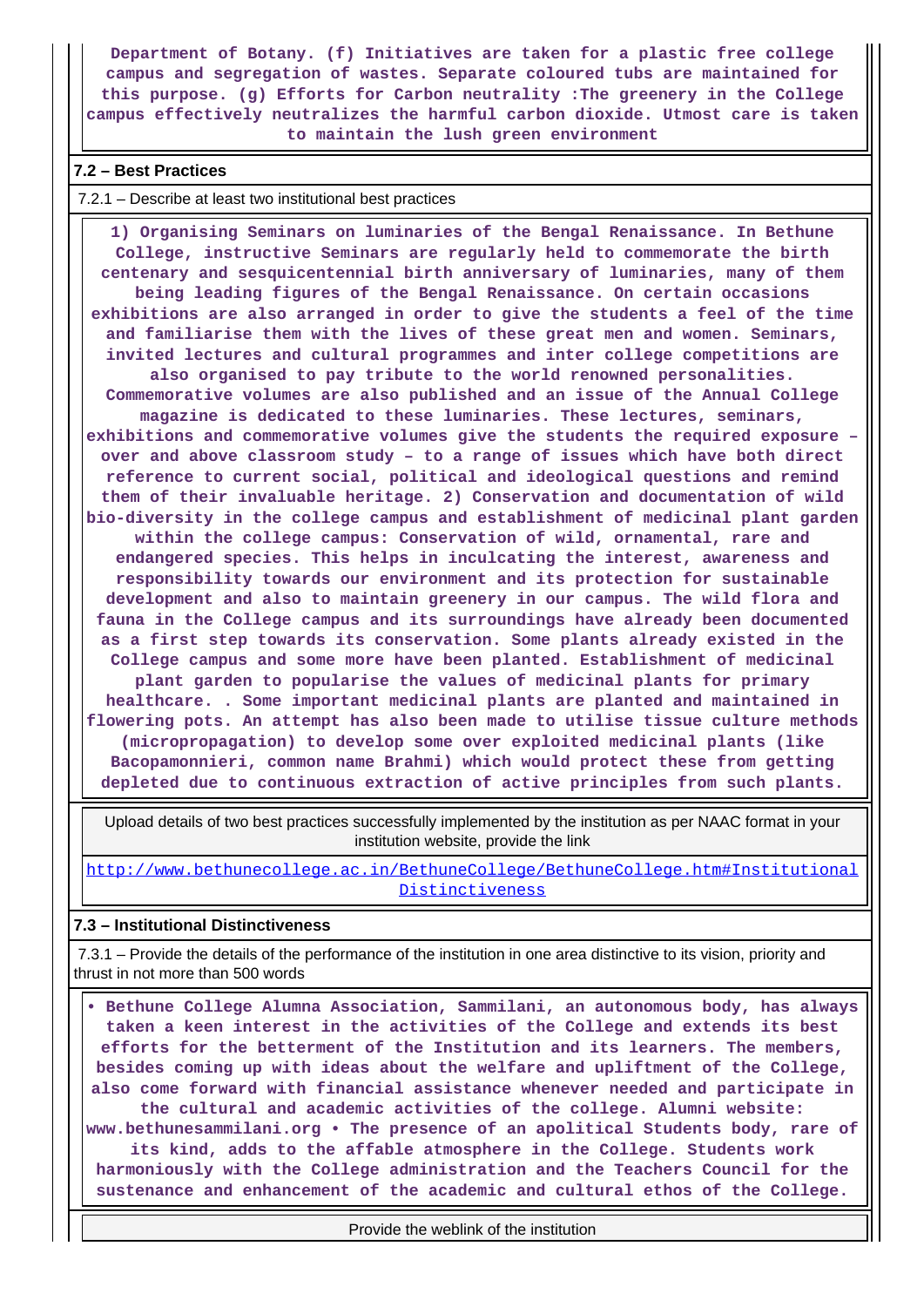Department of Botany. (f) Initiatives are taken for a plastic free college campus and segregation of wastes. Separate coloured tubs are maintained for this purpose. (g) Efforts for Carbon neutrality :The greenery in the College campus effectively neutralizes the harmful carbon dioxide. Utmost care is taken to maintain the lush green environment

## 7.2 – Best Practices

7.2.1 – Describe at least two institutional best practices

1) Organising Seminars on luminaries of the Bengal Renaissance. In Bethune College, instructive Seminars are regularly held to commemorate the birth centenary and sesquicentennial birth anniversary of luminaries, many of them being leading figures of the Bengal Renaissance. On certain occasions exhibitions are also arranged in order to give the students a feel of the time and familiarise them with the lives of these great men and women. Seminars, invited lectures and cultural programmes and inter college competitions are also organised to pay tribute to the world renowned personalities. Commemorative volumes are also published and an issue of the Annual College magazine is dedicated to these luminaries. These lectures, seminars, exhibitions and commemorative volumes give the students the required exposure – over and above classroom study – to a range of issues which have both direct reference to current social, political and ideological questions and remind them of their invaluable heritage. 2) Conservation and documentation of wild bio-diversity in the college campus and establishment of medicinal plant garden within the college campus: Conservation of wild, ornamental, rare and endangered species. This helps in inculcating the interest, awareness and responsibility towards our environment and its protection for sustainable development and also to maintain greenery in our campus. The wild flora and fauna in the College campus and its surroundings have already been documented as a first step towards its conservation. Some plants already existed in the College campus and some more have been planted. Establishment of medicinal plant garden to popularise the values of medicinal plants for primary healthcare. . Some important medicinal plants are planted and maintained in flowering pots. An attempt has also been made to utilise tissue culture methods (micropropagation) to develop some over exploited medicinal plants (like Bacopamonnieri, common name Brahmi) which would protect these from getting depleted due to continuous extraction of active principles from such plants.

Upload details of two best practices successfully implemented by the institution as per NAAC format in your institution website, provide the link

http://www.bethunecollege.ac.in/BethuneCollege/BethuneCollege.htm#Institutional Distinctiveness

## 7.3 – Institutional Distinctiveness

7.3.1 – Provide the details of the performance of the institution in one area distinctive to its vision, priority and thrust in not more than 500 words

• Bethune College Alumna Association, Sammilani, an autonomous body, has always taken a keen interest in the activities of the College and extends its best efforts for the betterment of the Institution and its learners. The members, besides coming up with ideas about the welfare and upliftment of the College, also come forward with financial assistance whenever needed and participate in the cultural and academic activities of the college. Alumni website: www.bethunesammilani.org • The presence of an apolitical Students body, rare of its kind, adds to the affable atmosphere in the College. Students work harmoniously with the College administration and the Teachers Council for the sustenance and enhancement of the academic and cultural ethos of the College.

Provide the weblink of the institution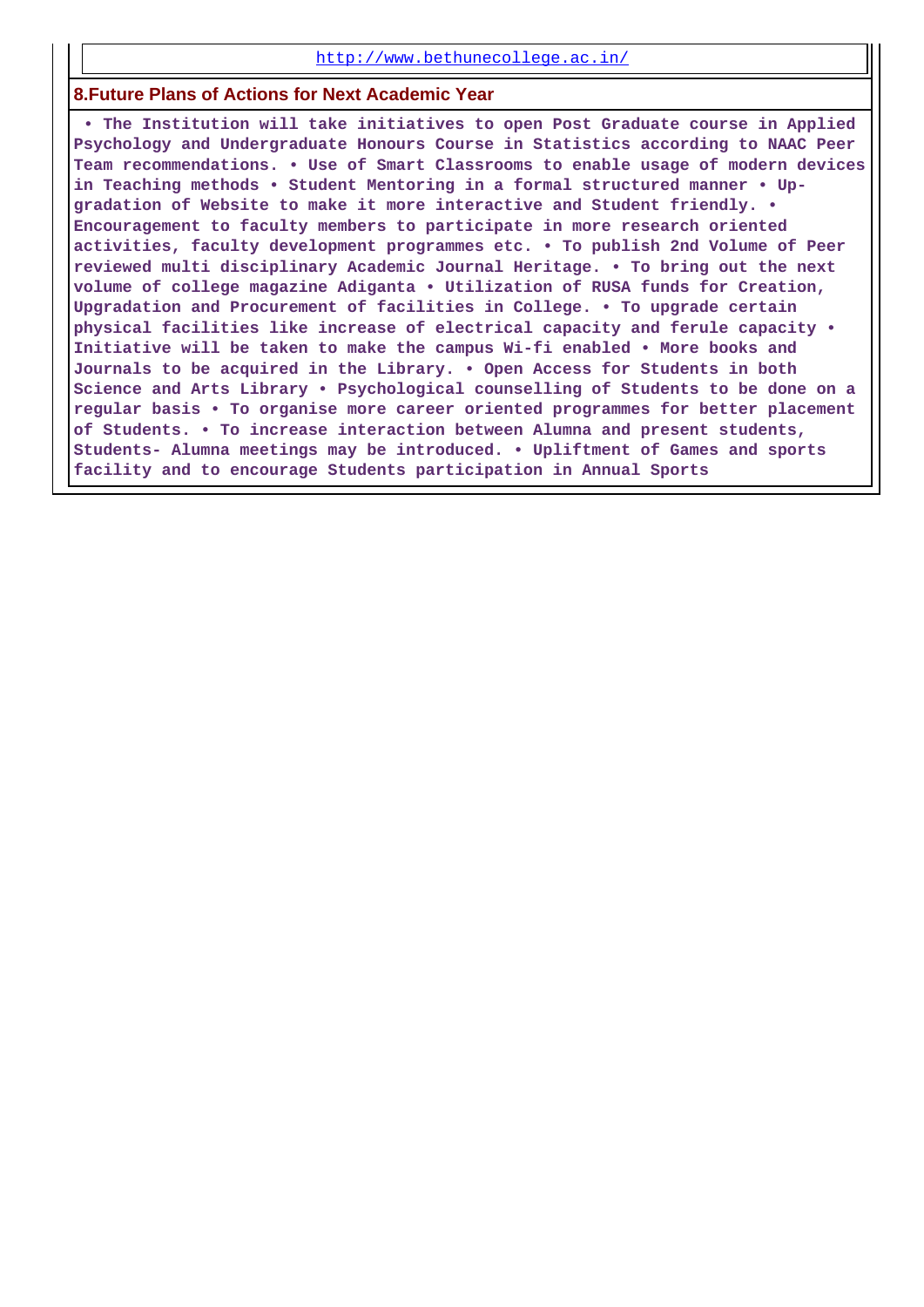http://www.bethunecollege.ac.in/

## 8.Future Plans of Actions for Next Academic Year

• The Institution will take initiatives to open Post Graduate course in Applied Psychology and Undergraduate Honours Course in Statistics according to NAAC Peer Team recommendations. • Use of Smart Classrooms to enable usage of modern devices in Teaching methods • Student Mentoring in a formal structured manner • Up-gradation of Website to make it more interactive and Student friendly. • Encouragement to faculty members to participate in more research oriented activities, faculty development programmes etc. • To publish 2nd Volume of Peer reviewed multi disciplinary Academic Journal Heritage. • To bring out the next volume of college magazine Adiganta • Utilization of RUSA funds for Creation, Upgradation and Procurement of facilities in College. • To upgrade certain physical facilities like increase of electrical capacity and ferule capacity • Initiative will be taken to make the campus Wi-fi enabled • More books and Journals to be acquired in the Library. • Open Access for Students in both Science and Arts Library • Psychological counselling of Students to be done on a regular basis • To organise more career oriented programmes for better placement of Students. • To increase interaction between Alumna and present students, Students- Alumna meetings may be introduced. • Upliftment of Games and sports facility and to encourage Students participation in Annual Sports